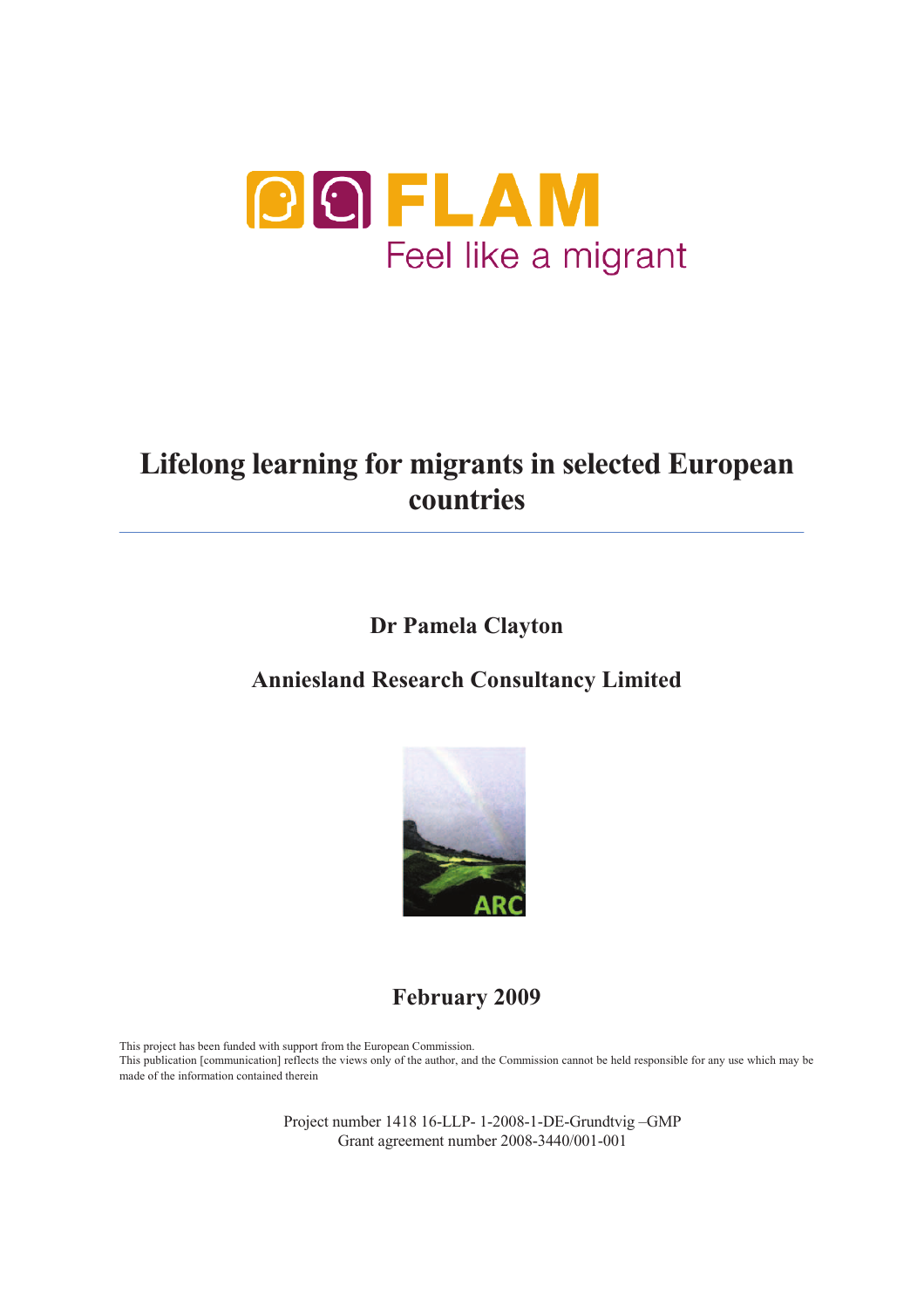FLAM

Feel like a migrant

# Lifelong learning for migrants in selected European countries

**Dr Pamela Clayton**

**Anniesland Research Consultancy Limited**

ARC

**February 2009**

This project has been funded with support from the European Commission.
This publication [communication] reflects the views only of the author, and the Commission cannot be held responsible for any use which may be made of the information contained therein

Project number 1418 16-LLP- 1-2008-1-DE-Grundtvig –GMP
Grant agreement number 2008-3440/001-001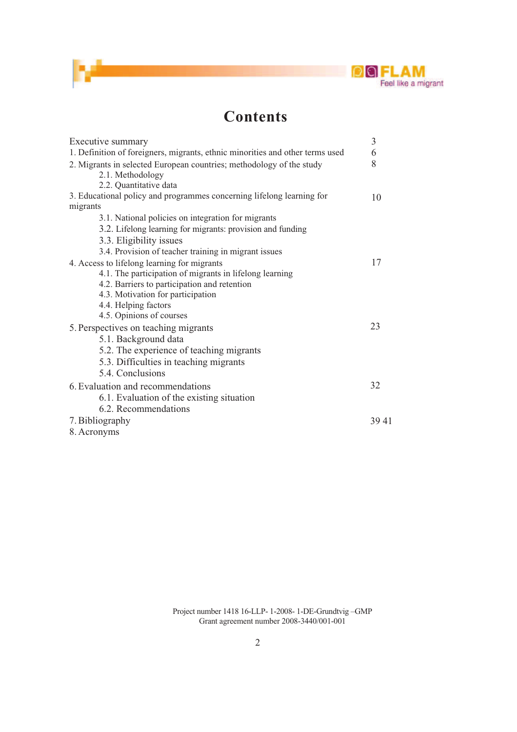# Contents

| | |
|---|---|
| Executive summary | 3 |
| 1. Definition of foreigners, migrants, ethnic minorities and other terms used | 6 |
| 2. Migrants in selected European countries; methodology of the study | 8 |
| 2.1. Methodology | |
| 2.2. Quantitative data | |
| 3. Educational policy and programmes concerning lifelong learning for migrants | 10 |
| 3.1. National policies on integration for migrants | |
| 3.2. Lifelong learning for migrants: provision and funding | |
| 3.3. Eligibility issues | |
| 3.4. Provision of teacher training in migrant issues | |
| 4. Access to lifelong learning for migrants | 17 |
| 4.1. The participation of migrants in lifelong learning | |
| 4.2. Barriers to participation and retention | |
| 4.3. Motivation for participation | |
| 4.4. Helping factors | |
| 4.5. Opinions of courses | |
| 5. Perspectives on teaching migrants | 23 |
| 5.1. Background data | |
| 5.2. The experience of teaching migrants | |
| 5.3. Difficulties in teaching migrants | |
| 5.4. Conclusions | |
| 6. Evaluation and recommendations | 32 |
| 6.1. Evaluation of the existing situation | |
| 6.2. Recommendations | |
| 7. Bibliography | 39 41 |
| 8. Acronyms | |

Project number 1418 16-LLP- 1-2008- 1-DE-Grundtvig –GMP
Grant agreement number 2008-3440/001-001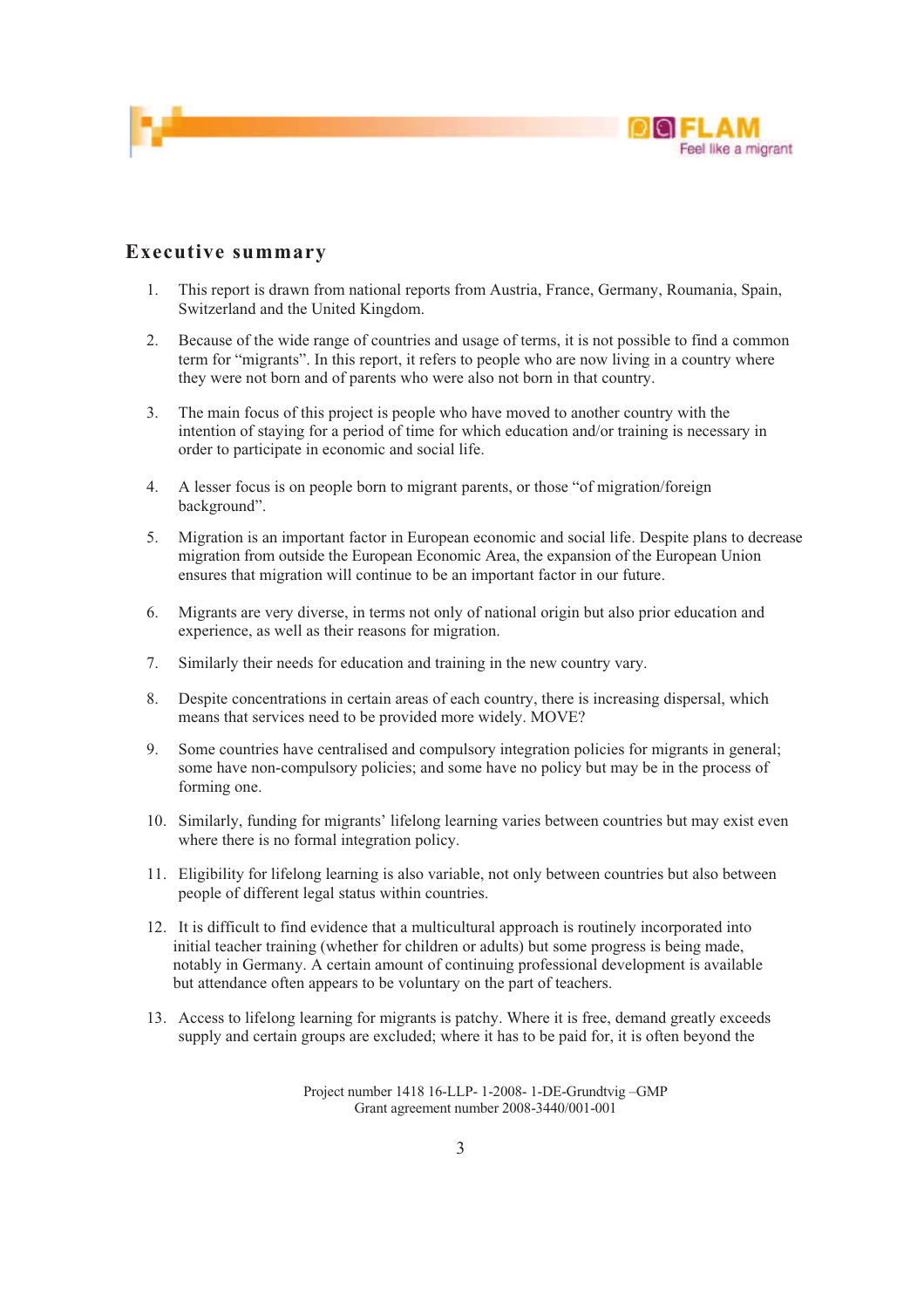## Executive summary

1. This report is drawn from national reports from Austria, France, Germany, Roumania, Spain, Switzerland and the United Kingdom.

2. Because of the wide range of countries and usage of terms, it is not possible to find a common term for "migrants". In this report, it refers to people who are now living in a country where they were not born and of parents who were also not born in that country.

3. The main focus of this project is people who have moved to another country with the intention of staying for a period of time for which education and/or training is necessary in order to participate in economic and social life.

4. A lesser focus is on people born to migrant parents, or those "of migration/foreign background".

5. Migration is an important factor in European economic and social life. Despite plans to decrease migration from outside the European Economic Area, the expansion of the European Union ensures that migration will continue to be an important factor in our future.

6. Migrants are very diverse, in terms not only of national origin but also prior education and experience, as well as their reasons for migration.

7. Similarly their needs for education and training in the new country vary.

8. Despite concentrations in certain areas of each country, there is increasing dispersal, which means that services need to be provided more widely. MOVE?

9. Some countries have centralised and compulsory integration policies for migrants in general; some have non-compulsory policies; and some have no policy but may be in the process of forming one.

10. Similarly, funding for migrants' lifelong learning varies between countries but may exist even where there is no formal integration policy.

11. Eligibility for lifelong learning is also variable, not only between countries but also between people of different legal status within countries.

12. It is difficult to find evidence that a multicultural approach is routinely incorporated into initial teacher training (whether for children or adults) but some progress is being made, notably in Germany. A certain amount of continuing professional development is available but attendance often appears to be voluntary on the part of teachers.

13. Access to lifelong learning for migrants is patchy. Where it is free, demand greatly exceeds supply and certain groups are excluded; where it has to be paid for, it is often beyond the

Project number 1418 16-LLP- 1-2008- 1-DE-Grundtvig –GMP
Grant agreement number 2008-3440/001-001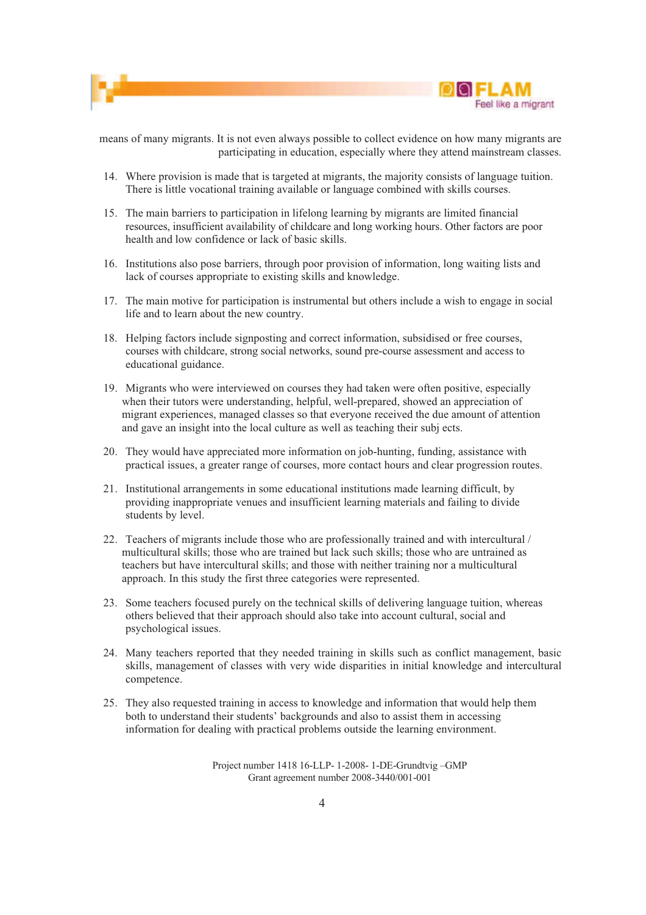means of many migrants. It is not even always possible to collect evidence on how many migrants are participating in education, especially where they attend mainstream classes.

14. Where provision is made that is targeted at migrants, the majority consists of language tuition. There is little vocational training available or language combined with skills courses.

15. The main barriers to participation in lifelong learning by migrants are limited financial resources, insufficient availability of childcare and long working hours. Other factors are poor health and low confidence or lack of basic skills.

16. Institutions also pose barriers, through poor provision of information, long waiting lists and lack of courses appropriate to existing skills and knowledge.

17. The main motive for participation is instrumental but others include a wish to engage in social life and to learn about the new country.

18. Helping factors include signposting and correct information, subsidised or free courses, courses with childcare, strong social networks, sound pre-course assessment and access to educational guidance.

19. Migrants who were interviewed on courses they had taken were often positive, especially when their tutors were understanding, helpful, well-prepared, showed an appreciation of migrant experiences, managed classes so that everyone received the due amount of attention and gave an insight into the local culture as well as teaching their subj ects.

20. They would have appreciated more information on job-hunting, funding, assistance with practical issues, a greater range of courses, more contact hours and clear progression routes.

21. Institutional arrangements in some educational institutions made learning difficult, by providing inappropriate venues and insufficient learning materials and failing to divide students by level.

22. Teachers of migrants include those who are professionally trained and with intercultural / multicultural skills; those who are trained but lack such skills; those who are untrained as teachers but have intercultural skills; and those with neither training nor a multicultural approach. In this study the first three categories were represented.

23. Some teachers focused purely on the technical skills of delivering language tuition, whereas others believed that their approach should also take into account cultural, social and psychological issues.

24. Many teachers reported that they needed training in skills such as conflict management, basic skills, management of classes with very wide disparities in initial knowledge and intercultural competence.

25. They also requested training in access to knowledge and information that would help them both to understand their students' backgrounds and also to assist them in accessing information for dealing with practical problems outside the learning environment.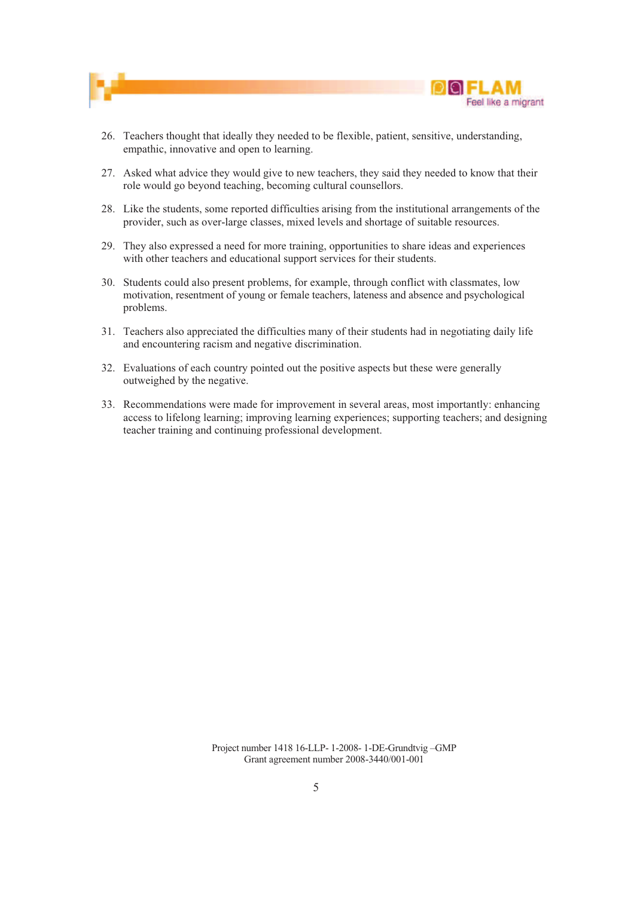26. Teachers thought that ideally they needed to be flexible, patient, sensitive, understanding, empathic, innovative and open to learning.

27. Asked what advice they would give to new teachers, they said they needed to know that their role would go beyond teaching, becoming cultural counsellors.

28. Like the students, some reported difficulties arising from the institutional arrangements of the provider, such as over-large classes, mixed levels and shortage of suitable resources.

29. They also expressed a need for more training, opportunities to share ideas and experiences with other teachers and educational support services for their students.

30. Students could also present problems, for example, through conflict with classmates, low motivation, resentment of young or female teachers, lateness and absence and psychological problems.

31. Teachers also appreciated the difficulties many of their students had in negotiating daily life and encountering racism and negative discrimination.

32. Evaluations of each country pointed out the positive aspects but these were generally outweighed by the negative.

33. Recommendations were made for improvement in several areas, most importantly: enhancing access to lifelong learning; improving learning experiences; supporting teachers; and designing teacher training and continuing professional development.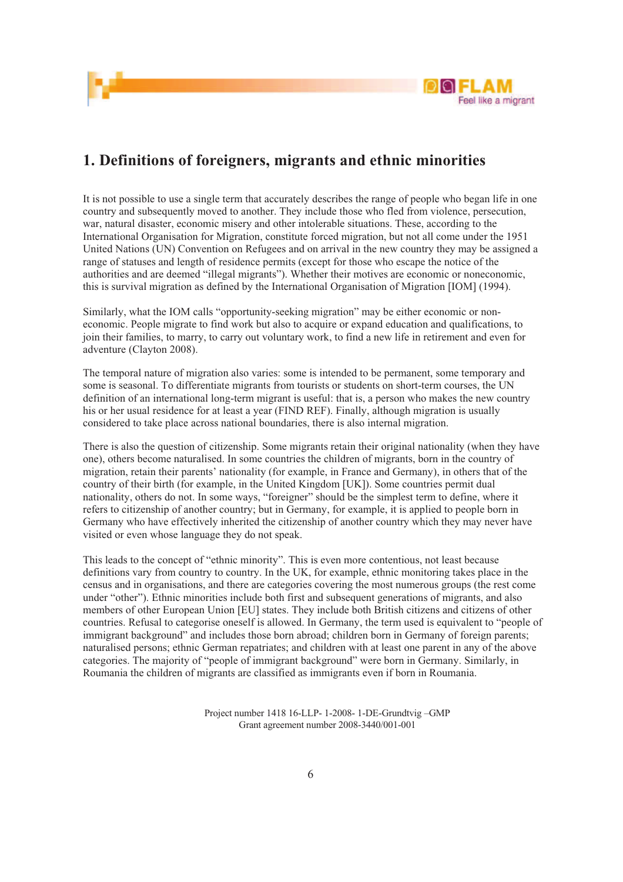# 1. Definitions of foreigners, migrants and ethnic minorities

It is not possible to use a single term that accurately describes the range of people who began life in one country and subsequently moved to another. They include those who fled from violence, persecution, war, natural disaster, economic misery and other intolerable situations. These, according to the International Organisation for Migration, constitute forced migration, but not all come under the 1951 United Nations (UN) Convention on Refugees and on arrival in the new country they may be assigned a range of statuses and length of residence permits (except for those who escape the notice of the authorities and are deemed "illegal migrants"). Whether their motives are economic or noneconomic, this is survival migration as defined by the International Organisation of Migration [IOM] (1994).

Similarly, what the IOM calls "opportunity-seeking migration" may be either economic or non-economic. People migrate to find work but also to acquire or expand education and qualifications, to join their families, to marry, to carry out voluntary work, to find a new life in retirement and even for adventure (Clayton 2008).

The temporal nature of migration also varies: some is intended to be permanent, some temporary and some is seasonal. To differentiate migrants from tourists or students on short-term courses, the UN definition of an international long-term migrant is useful: that is, a person who makes the new country his or her usual residence for at least a year (FIND REF). Finally, although migration is usually considered to take place across national boundaries, there is also internal migration.

There is also the question of citizenship. Some migrants retain their original nationality (when they have one), others become naturalised. In some countries the children of migrants, born in the country of migration, retain their parents' nationality (for example, in France and Germany), in others that of the country of their birth (for example, in the United Kingdom [UK]). Some countries permit dual nationality, others do not. In some ways, "foreigner" should be the simplest term to define, where it refers to citizenship of another country; but in Germany, for example, it is applied to people born in Germany who have effectively inherited the citizenship of another country which they may never have visited or even whose language they do not speak.

This leads to the concept of "ethnic minority". This is even more contentious, not least because definitions vary from country to country. In the UK, for example, ethnic monitoring takes place in the census and in organisations, and there are categories covering the most numerous groups (the rest come under "other"). Ethnic minorities include both first and subsequent generations of migrants, and also members of other European Union [EU] states. They include both British citizens and citizens of other countries. Refusal to categorise oneself is allowed. In Germany, the term used is equivalent to "people of immigrant background" and includes those born abroad; children born in Germany of foreign parents; naturalised persons; ethnic German repatriates; and children with at least one parent in any of the above categories. The majority of "people of immigrant background" were born in Germany. Similarly, in Roumania the children of migrants are classified as immigrants even if born in Roumania.

Project number 1418 16-LLP- 1-2008- 1-DE-Grundtvig –GMP
Grant agreement number 2008-3440/001-001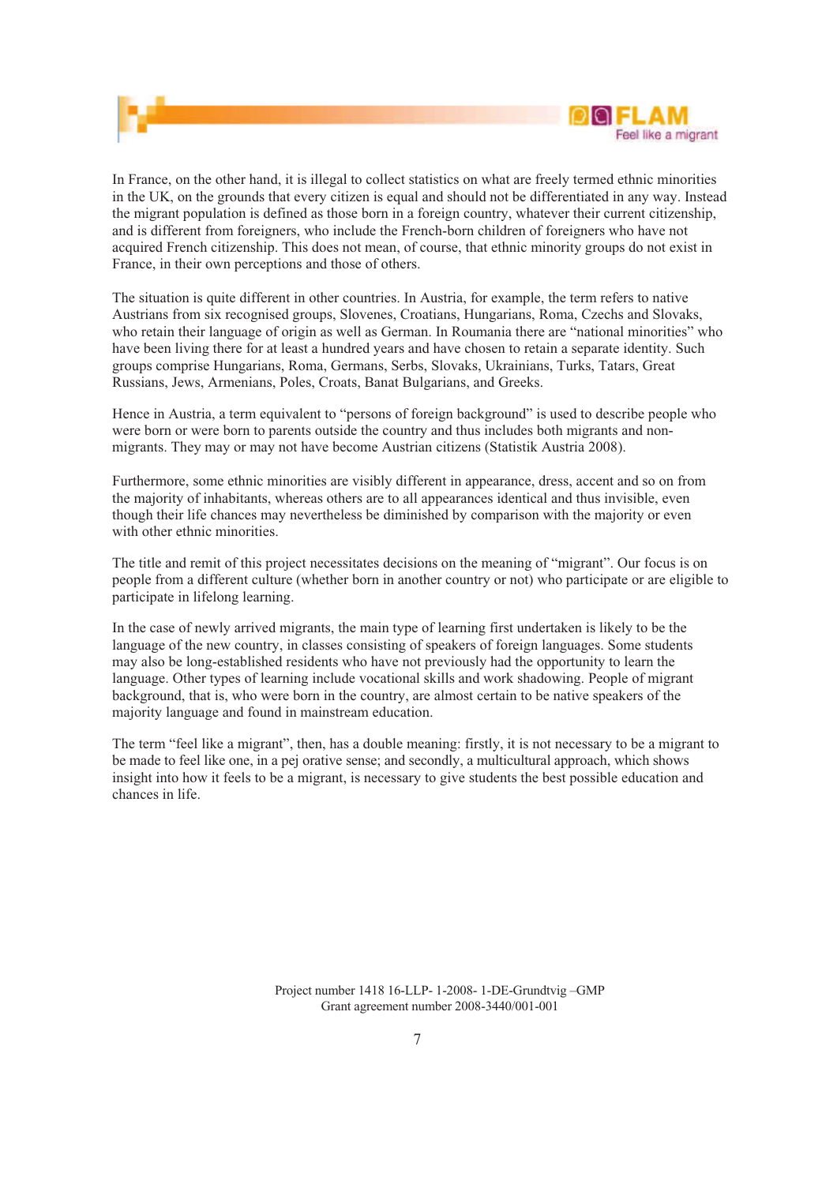In France, on the other hand, it is illegal to collect statistics on what are freely termed ethnic minorities in the UK, on the grounds that every citizen is equal and should not be differentiated in any way. Instead the migrant population is defined as those born in a foreign country, whatever their current citizenship, and is different from foreigners, who include the French-born children of foreigners who have not acquired French citizenship. This does not mean, of course, that ethnic minority groups do not exist in France, in their own perceptions and those of others.

The situation is quite different in other countries. In Austria, for example, the term refers to native Austrians from six recognised groups, Slovenes, Croatians, Hungarians, Roma, Czechs and Slovaks, who retain their language of origin as well as German. In Roumania there are "national minorities" who have been living there for at least a hundred years and have chosen to retain a separate identity. Such groups comprise Hungarians, Roma, Germans, Serbs, Slovaks, Ukrainians, Turks, Tatars, Great Russians, Jews, Armenians, Poles, Croats, Banat Bulgarians, and Greeks.

Hence in Austria, a term equivalent to "persons of foreign background" is used to describe people who were born or were born to parents outside the country and thus includes both migrants and non-migrants. They may or may not have become Austrian citizens (Statistik Austria 2008).

Furthermore, some ethnic minorities are visibly different in appearance, dress, accent and so on from the majority of inhabitants, whereas others are to all appearances identical and thus invisible, even though their life chances may nevertheless be diminished by comparison with the majority or even with other ethnic minorities.

The title and remit of this project necessitates decisions on the meaning of "migrant". Our focus is on people from a different culture (whether born in another country or not) who participate or are eligible to participate in lifelong learning.

In the case of newly arrived migrants, the main type of learning first undertaken is likely to be the language of the new country, in classes consisting of speakers of foreign languages. Some students may also be long-established residents who have not previously had the opportunity to learn the language. Other types of learning include vocational skills and work shadowing. People of migrant background, that is, who were born in the country, are almost certain to be native speakers of the majority language and found in mainstream education.

The term "feel like a migrant", then, has a double meaning: firstly, it is not necessary to be a migrant to be made to feel like one, in a pej orative sense; and secondly, a multicultural approach, which shows insight into how it feels to be a migrant, is necessary to give students the best possible education and chances in life.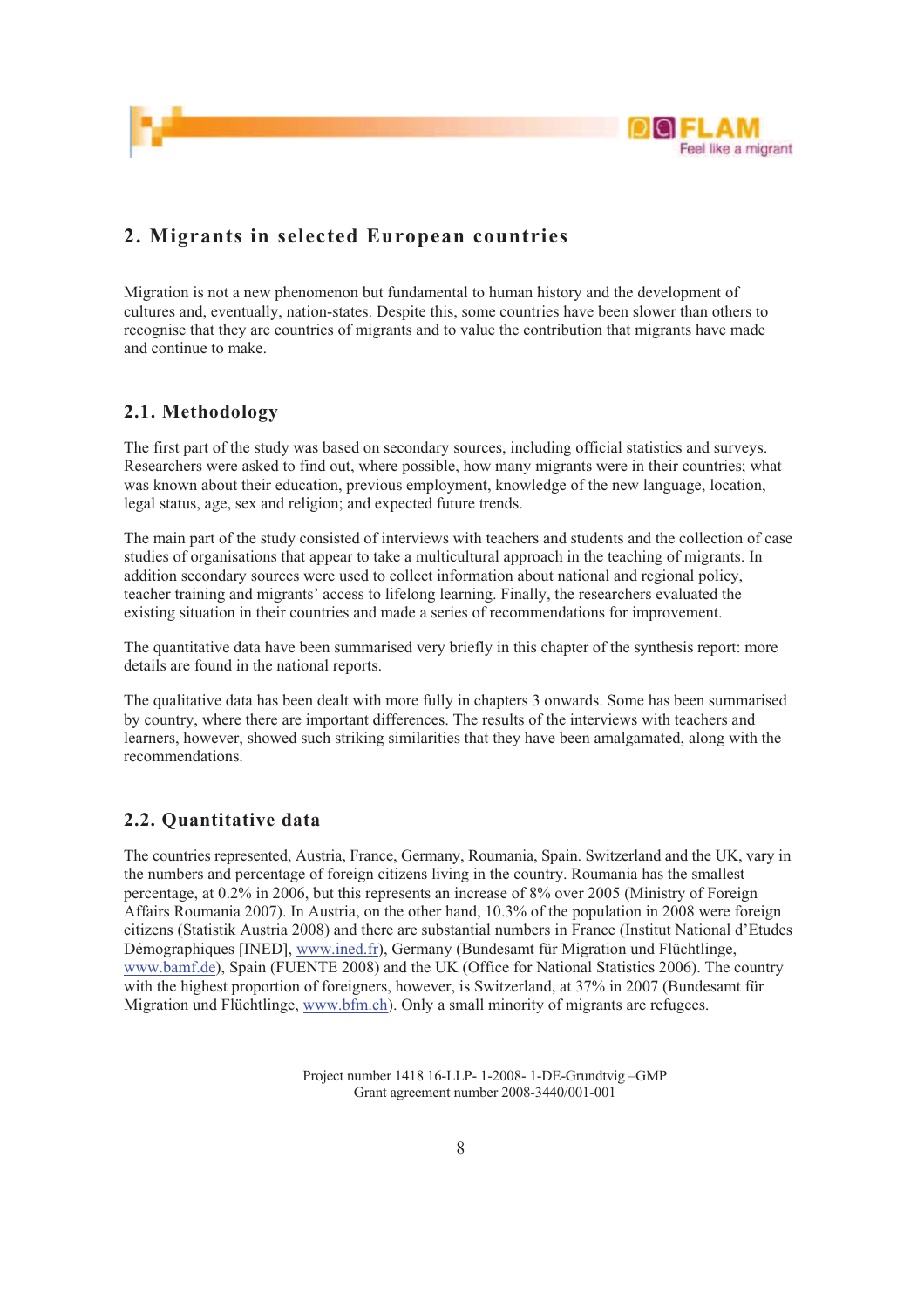## 2. Migrants in selected European countries

Migration is not a new phenomenon but fundamental to human history and the development of cultures and, eventually, nation-states. Despite this, some countries have been slower than others to recognise that they are countries of migrants and to value the contribution that migrants have made and continue to make.

### 2.1. Methodology

The first part of the study was based on secondary sources, including official statistics and surveys. Researchers were asked to find out, where possible, how many migrants were in their countries; what was known about their education, previous employment, knowledge of the new language, location, legal status, age, sex and religion; and expected future trends.

The main part of the study consisted of interviews with teachers and students and the collection of case studies of organisations that appear to take a multicultural approach in the teaching of migrants. In addition secondary sources were used to collect information about national and regional policy, teacher training and migrants' access to lifelong learning. Finally, the researchers evaluated the existing situation in their countries and made a series of recommendations for improvement.

The quantitative data have been summarised very briefly in this chapter of the synthesis report: more details are found in the national reports.

The qualitative data has been dealt with more fully in chapters 3 onwards. Some has been summarised by country, where there are important differences. The results of the interviews with teachers and learners, however, showed such striking similarities that they have been amalgamated, along with the recommendations.

### 2.2. Quantitative data

The countries represented, Austria, France, Germany, Roumania, Spain. Switzerland and the UK, vary in the numbers and percentage of foreign citizens living in the country. Roumania has the smallest percentage, at 0.2% in 2006, but this represents an increase of 8% over 2005 (Ministry of Foreign Affairs Roumania 2007). In Austria, on the other hand, 10.3% of the population in 2008 were foreign citizens (Statistik Austria 2008) and there are substantial numbers in France (Institut National d'Etudes Démographiques [INED], www.ined.fr), Germany (Bundesamt für Migration und Flüchtlinge, www.bamf.de), Spain (FUENTE 2008) and the UK (Office for National Statistics 2006). The country with the highest proportion of foreigners, however, is Switzerland, at 37% in 2007 (Bundesamt für Migration und Flüchtlinge, www.bfm.ch). Only a small minority of migrants are refugees.

Project number 1418 16-LLP- 1-2008- 1-DE-Grundtvig –GMP
Grant agreement number 2008-3440/001-001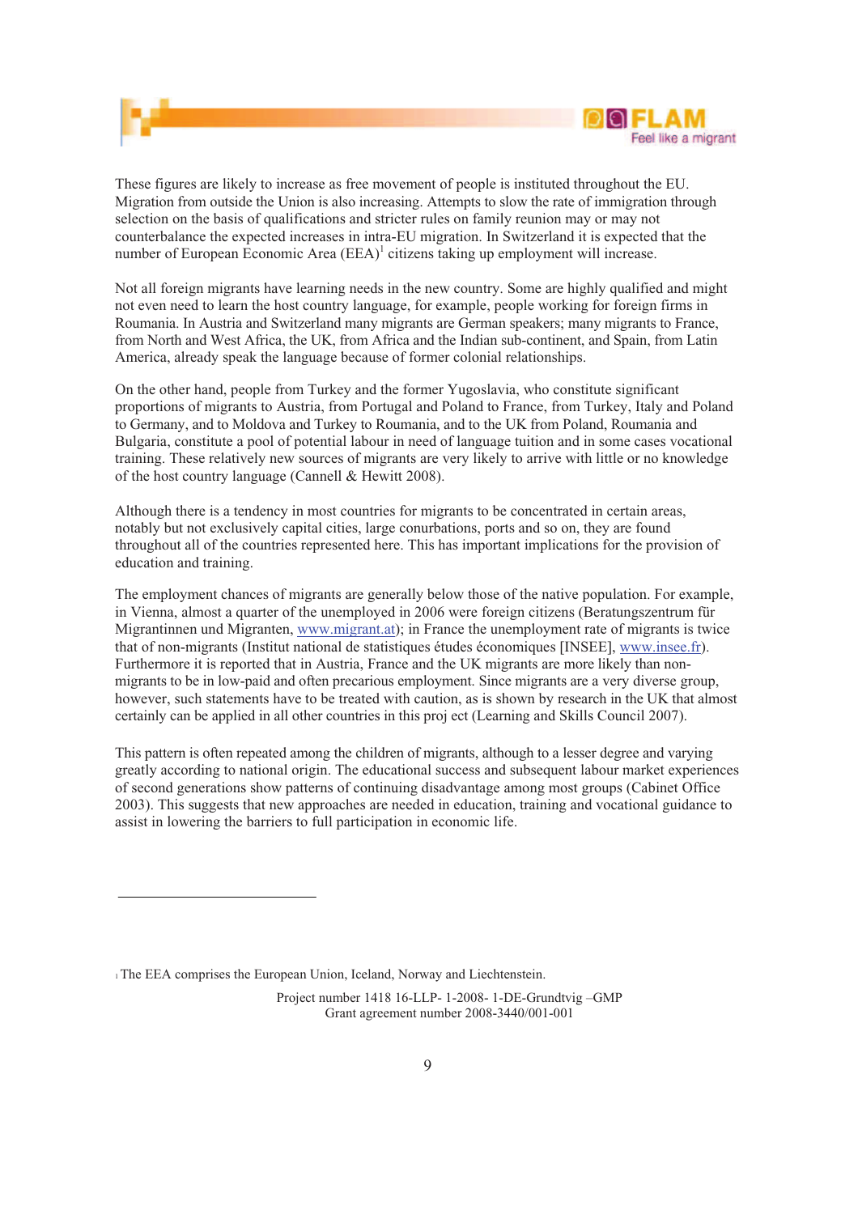These figures are likely to increase as free movement of people is instituted throughout the EU. Migration from outside the Union is also increasing. Attempts to slow the rate of immigration through selection on the basis of qualifications and stricter rules on family reunion may or may not counterbalance the expected increases in intra-EU migration. In Switzerland it is expected that the number of European Economic Area (EEA)[1] citizens taking up employment will increase.

Not all foreign migrants have learning needs in the new country. Some are highly qualified and might not even need to learn the host country language, for example, people working for foreign firms in Roumania. In Austria and Switzerland many migrants are German speakers; many migrants to France, from North and West Africa, the UK, from Africa and the Indian sub-continent, and Spain, from Latin America, already speak the language because of former colonial relationships.

On the other hand, people from Turkey and the former Yugoslavia, who constitute significant proportions of migrants to Austria, from Portugal and Poland to France, from Turkey, Italy and Poland to Germany, and to Moldova and Turkey to Roumania, and to the UK from Poland, Roumania and Bulgaria, constitute a pool of potential labour in need of language tuition and in some cases vocational training. These relatively new sources of migrants are very likely to arrive with little or no knowledge of the host country language (Cannell & Hewitt 2008).

Although there is a tendency in most countries for migrants to be concentrated in certain areas, notably but not exclusively capital cities, large conurbations, ports and so on, they are found throughout all of the countries represented here. This has important implications for the provision of education and training.

The employment chances of migrants are generally below those of the native population. For example, in Vienna, almost a quarter of the unemployed in 2006 were foreign citizens (Beratungszentrum für Migrantinnen und Migranten, www.migrant.at); in France the unemployment rate of migrants is twice that of non-migrants (Institut national de statistiques études économiques [INSEE], www.insee.fr). Furthermore it is reported that in Austria, France and the UK migrants are more likely than non-migrants to be in low-paid and often precarious employment. Since migrants are a very diverse group, however, such statements have to be treated with caution, as is shown by research in the UK that almost certainly can be applied in all other countries in this proj ect (Learning and Skills Council 2007).

This pattern is often repeated among the children of migrants, although to a lesser degree and varying greatly according to national origin. The educational success and subsequent labour market experiences of second generations show patterns of continuing disadvantage among most groups (Cabinet Office 2003). This suggests that new approaches are needed in education, training and vocational guidance to assist in lowering the barriers to full participation in economic life.

---

[1] The EEA comprises the European Union, Iceland, Norway and Liechtenstein.

Project number 1418 16-LLP- 1-2008- 1-DE-Grundtvig –GMP
Grant agreement number 2008-3440/001-001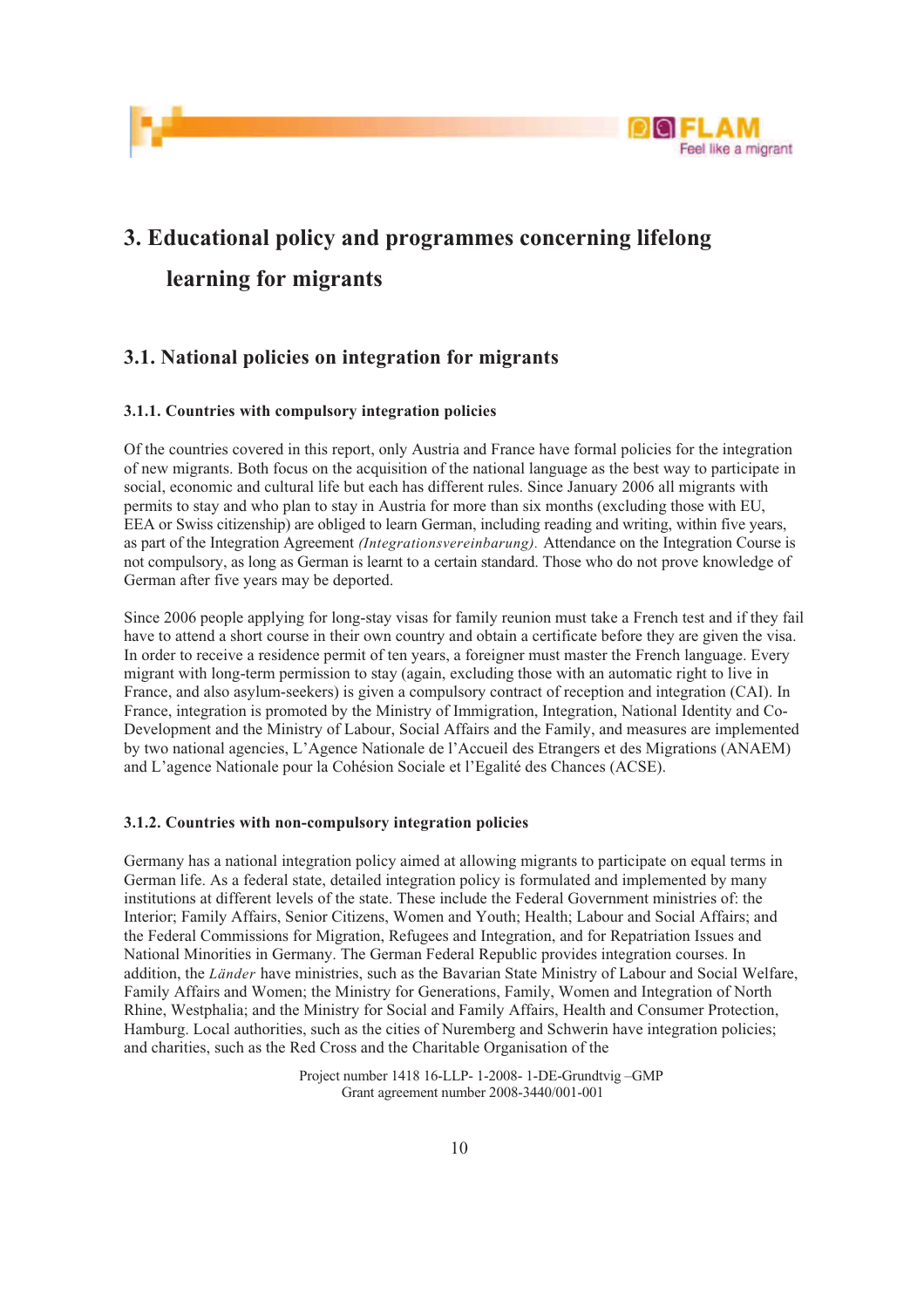# 3. Educational policy and programmes concerning lifelong learning for migrants

## 3.1. National policies on integration for migrants

### 3.1.1. Countries with compulsory integration policies

Of the countries covered in this report, only Austria and France have formal policies for the integration of new migrants. Both focus on the acquisition of the national language as the best way to participate in social, economic and cultural life but each has different rules. Since January 2006 all migrants with permits to stay and who plan to stay in Austria for more than six months (excluding those with EU, EEA or Swiss citizenship) are obliged to learn German, including reading and writing, within five years, as part of the Integration Agreement *(Integrationsvereinbarung).* Attendance on the Integration Course is not compulsory, as long as German is learnt to a certain standard. Those who do not prove knowledge of German after five years may be deported.

Since 2006 people applying for long-stay visas for family reunion must take a French test and if they fail have to attend a short course in their own country and obtain a certificate before they are given the visa. In order to receive a residence permit of ten years, a foreigner must master the French language. Every migrant with long-term permission to stay (again, excluding those with an automatic right to live in France, and also asylum-seekers) is given a compulsory contract of reception and integration (CAI). In France, integration is promoted by the Ministry of Immigration, Integration, National Identity and Co-Development and the Ministry of Labour, Social Affairs and the Family, and measures are implemented by two national agencies, L'Agence Nationale de l'Accueil des Etrangers et des Migrations (ANAEM) and L'agence Nationale pour la Cohésion Sociale et l'Egalité des Chances (ACSE).

### 3.1.2. Countries with non-compulsory integration policies

Germany has a national integration policy aimed at allowing migrants to participate on equal terms in German life. As a federal state, detailed integration policy is formulated and implemented by many institutions at different levels of the state. These include the Federal Government ministries of: the Interior; Family Affairs, Senior Citizens, Women and Youth; Health; Labour and Social Affairs; and the Federal Commissions for Migration, Refugees and Integration, and for Repatriation Issues and National Minorities in Germany. The German Federal Republic provides integration courses. In addition, the *Länder* have ministries, such as the Bavarian State Ministry of Labour and Social Welfare, Family Affairs and Women; the Ministry for Generations, Family, Women and Integration of North Rhine, Westphalia; and the Ministry for Social and Family Affairs, Health and Consumer Protection, Hamburg. Local authorities, such as the cities of Nuremberg and Schwerin have integration policies; and charities, such as the Red Cross and the Charitable Organisation of the

Project number 1418 16-LLP- 1-2008- 1-DE-Grundtvig –GMP
Grant agreement number 2008-3440/001-001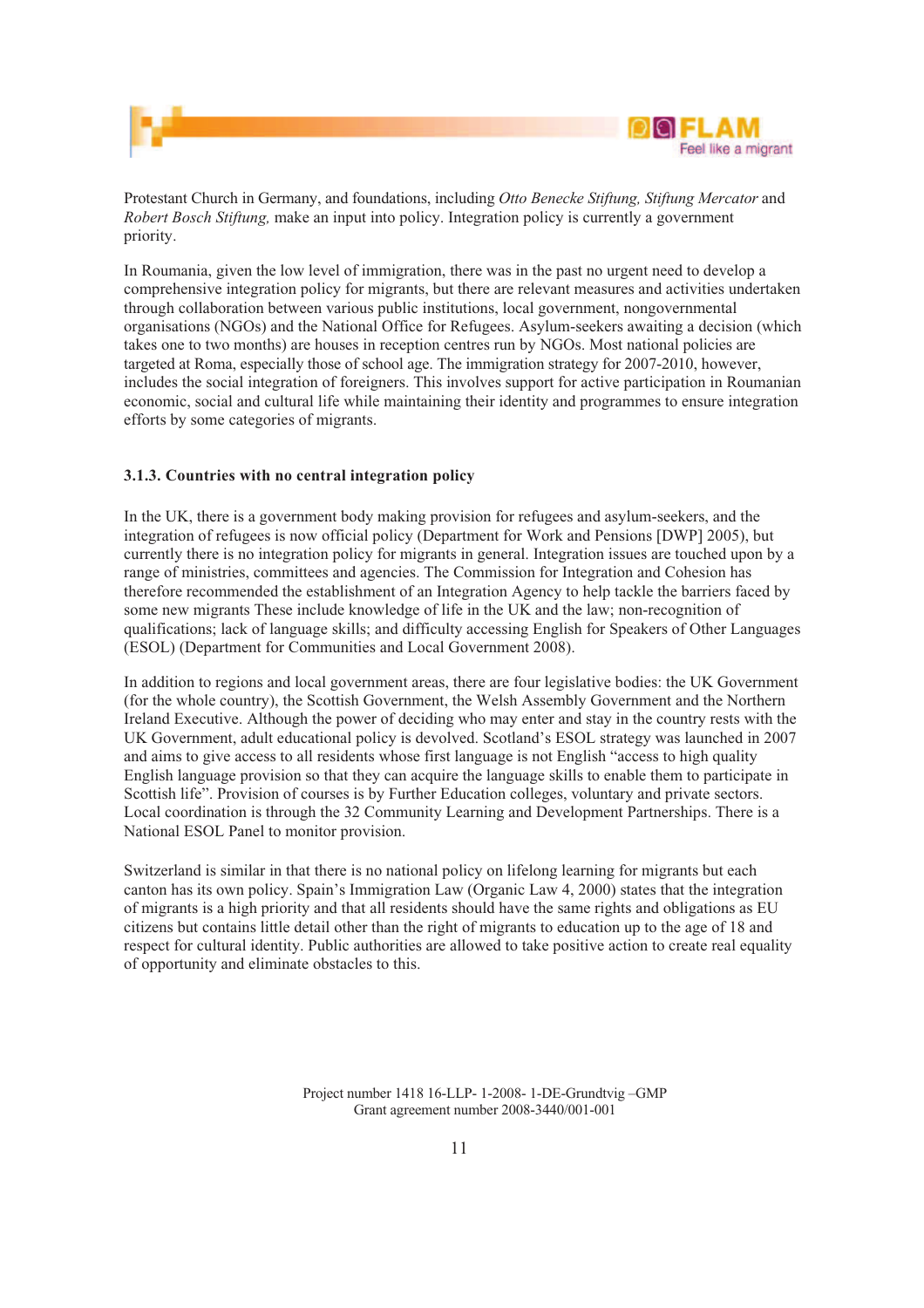Protestant Church in Germany, and foundations, including *Otto Benecke Stiftung, Stiftung Mercator* and *Robert Bosch Stiftung,* make an input into policy. Integration policy is currently a government priority.

In Roumania, given the low level of immigration, there was in the past no urgent need to develop a comprehensive integration policy for migrants, but there are relevant measures and activities undertaken through collaboration between various public institutions, local government, nongovernmental organisations (NGOs) and the National Office for Refugees. Asylum-seekers awaiting a decision (which takes one to two months) are houses in reception centres run by NGOs. Most national policies are targeted at Roma, especially those of school age. The immigration strategy for 2007-2010, however, includes the social integration of foreigners. This involves support for active participation in Roumanian economic, social and cultural life while maintaining their identity and programmes to ensure integration efforts by some categories of migrants.

### 3.1.3. Countries with no central integration policy

In the UK, there is a government body making provision for refugees and asylum-seekers, and the integration of refugees is now official policy (Department for Work and Pensions [DWP] 2005), but currently there is no integration policy for migrants in general. Integration issues are touched upon by a range of ministries, committees and agencies. The Commission for Integration and Cohesion has therefore recommended the establishment of an Integration Agency to help tackle the barriers faced by some new migrants These include knowledge of life in the UK and the law; non-recognition of qualifications; lack of language skills; and difficulty accessing English for Speakers of Other Languages (ESOL) (Department for Communities and Local Government 2008).

In addition to regions and local government areas, there are four legislative bodies: the UK Government (for the whole country), the Scottish Government, the Welsh Assembly Government and the Northern Ireland Executive. Although the power of deciding who may enter and stay in the country rests with the UK Government, adult educational policy is devolved. Scotland's ESOL strategy was launched in 2007 and aims to give access to all residents whose first language is not English "access to high quality English language provision so that they can acquire the language skills to enable them to participate in Scottish life". Provision of courses is by Further Education colleges, voluntary and private sectors. Local coordination is through the 32 Community Learning and Development Partnerships. There is a National ESOL Panel to monitor provision.

Switzerland is similar in that there is no national policy on lifelong learning for migrants but each canton has its own policy. Spain's Immigration Law (Organic Law 4, 2000) states that the integration of migrants is a high priority and that all residents should have the same rights and obligations as EU citizens but contains little detail other than the right of migrants to education up to the age of 18 and respect for cultural identity. Public authorities are allowed to take positive action to create real equality of opportunity and eliminate obstacles to this.

Project number 1418 16-LLP- 1-2008- 1-DE-Grundtvig –GMP
Grant agreement number 2008-3440/001-001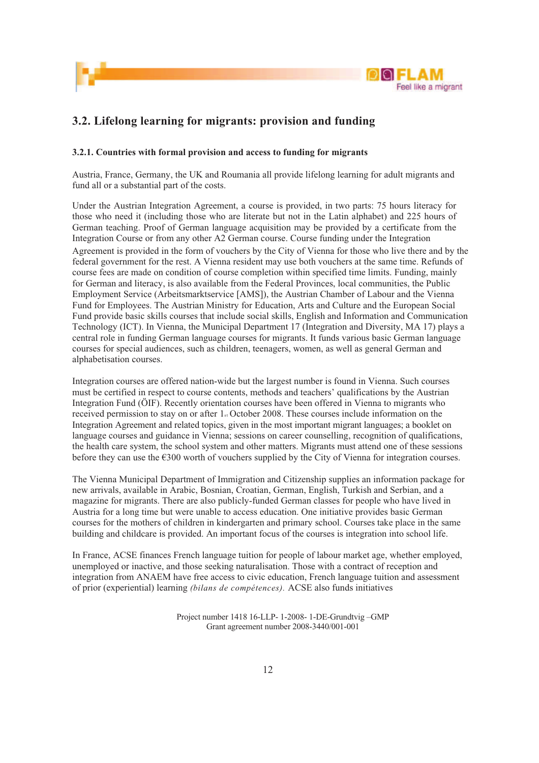## 3.2. Lifelong learning for migrants: provision and funding

### 3.2.1. Countries with formal provision and access to funding for migrants

Austria, France, Germany, the UK and Roumania all provide lifelong learning for adult migrants and fund all or a substantial part of the costs.

Under the Austrian Integration Agreement, a course is provided, in two parts: 75 hours literacy for those who need it (including those who are literate but not in the Latin alphabet) and 225 hours of German teaching. Proof of German language acquisition may be provided by a certificate from the Integration Course or from any other A2 German course. Course funding under the Integration Agreement is provided in the form of vouchers by the City of Vienna for those who live there and by the federal government for the rest. A Vienna resident may use both vouchers at the same time. Refunds of course fees are made on condition of course completion within specified time limits. Funding, mainly for German and literacy, is also available from the Federal Provinces, local communities, the Public Employment Service (Arbeitsmarktservice [AMS]), the Austrian Chamber of Labour and the Vienna Fund for Employees. The Austrian Ministry for Education, Arts and Culture and the European Social Fund provide basic skills courses that include social skills, English and Information and Communication Technology (ICT). In Vienna, the Municipal Department 17 (Integration and Diversity, MA 17) plays a central role in funding German language courses for migrants. It funds various basic German language courses for special audiences, such as children, teenagers, women, as well as general German and alphabetisation courses.

Integration courses are offered nation-wide but the largest number is found in Vienna. Such courses must be certified in respect to course contents, methods and teachers' qualifications by the Austrian Integration Fund (ÖIF). Recently orientation courses have been offered in Vienna to migrants who received permission to stay on or after 1st October 2008. These courses include information on the Integration Agreement and related topics, given in the most important migrant languages; a booklet on language courses and guidance in Vienna; sessions on career counselling, recognition of qualifications, the health care system, the school system and other matters. Migrants must attend one of these sessions before they can use the €300 worth of vouchers supplied by the City of Vienna for integration courses.

The Vienna Municipal Department of Immigration and Citizenship supplies an information package for new arrivals, available in Arabic, Bosnian, Croatian, German, English, Turkish and Serbian, and a magazine for migrants. There are also publicly-funded German classes for people who have lived in Austria for a long time but were unable to access education. One initiative provides basic German courses for the mothers of children in kindergarten and primary school. Courses take place in the same building and childcare is provided. An important focus of the courses is integration into school life.

In France, ACSE finances French language tuition for people of labour market age, whether employed, unemployed or inactive, and those seeking naturalisation. Those with a contract of reception and integration from ANAEM have free access to civic education, French language tuition and assessment of prior (experiential) learning *(bilans de compétences).* ACSE also funds initiatives

Project number 1418 16-LLP- 1-2008- 1-DE-Grundtvig –GMP
Grant agreement number 2008-3440/001-001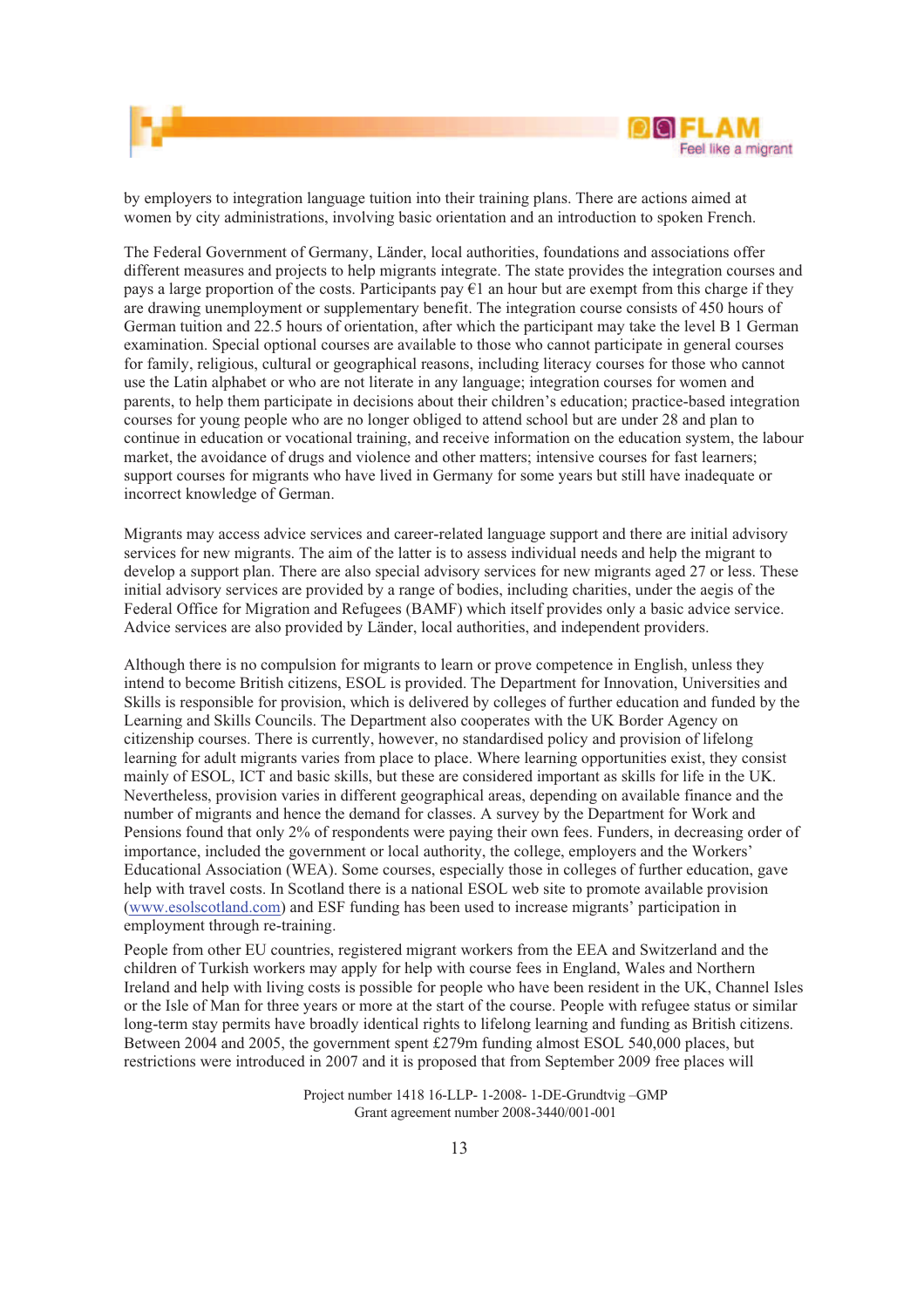by employers to integration language tuition into their training plans. There are actions aimed at women by city administrations, involving basic orientation and an introduction to spoken French.

The Federal Government of Germany, Länder, local authorities, foundations and associations offer different measures and projects to help migrants integrate. The state provides the integration courses and pays a large proportion of the costs. Participants pay €1 an hour but are exempt from this charge if they are drawing unemployment or supplementary benefit. The integration course consists of 450 hours of German tuition and 22.5 hours of orientation, after which the participant may take the level B 1 German examination. Special optional courses are available to those who cannot participate in general courses for family, religious, cultural or geographical reasons, including literacy courses for those who cannot use the Latin alphabet or who are not literate in any language; integration courses for women and parents, to help them participate in decisions about their children's education; practice-based integration courses for young people who are no longer obliged to attend school but are under 28 and plan to continue in education or vocational training, and receive information on the education system, the labour market, the avoidance of drugs and violence and other matters; intensive courses for fast learners; support courses for migrants who have lived in Germany for some years but still have inadequate or incorrect knowledge of German.

Migrants may access advice services and career-related language support and there are initial advisory services for new migrants. The aim of the latter is to assess individual needs and help the migrant to develop a support plan. There are also special advisory services for new migrants aged 27 or less. These initial advisory services are provided by a range of bodies, including charities, under the aegis of the Federal Office for Migration and Refugees (BAMF) which itself provides only a basic advice service. Advice services are also provided by Länder, local authorities, and independent providers.

Although there is no compulsion for migrants to learn or prove competence in English, unless they intend to become British citizens, ESOL is provided. The Department for Innovation, Universities and Skills is responsible for provision, which is delivered by colleges of further education and funded by the Learning and Skills Councils. The Department also cooperates with the UK Border Agency on citizenship courses. There is currently, however, no standardised policy and provision of lifelong learning for adult migrants varies from place to place. Where learning opportunities exist, they consist mainly of ESOL, ICT and basic skills, but these are considered important as skills for life in the UK. Nevertheless, provision varies in different geographical areas, depending on available finance and the number of migrants and hence the demand for classes. A survey by the Department for Work and Pensions found that only 2% of respondents were paying their own fees. Funders, in decreasing order of importance, included the government or local authority, the college, employers and the Workers' Educational Association (WEA). Some courses, especially those in colleges of further education, gave help with travel costs. In Scotland there is a national ESOL web site to promote available provision (www.esolscotland.com) and ESF funding has been used to increase migrants' participation in employment through re-training.

People from other EU countries, registered migrant workers from the EEA and Switzerland and the children of Turkish workers may apply for help with course fees in England, Wales and Northern Ireland and help with living costs is possible for people who have been resident in the UK, Channel Isles or the Isle of Man for three years or more at the start of the course. People with refugee status or similar long-term stay permits have broadly identical rights to lifelong learning and funding as British citizens. Between 2004 and 2005, the government spent £279m funding almost ESOL 540,000 places, but restrictions were introduced in 2007 and it is proposed that from September 2009 free places will

Project number 1418 16-LLP- 1-2008- 1-DE-Grundtvig –GMP
Grant agreement number 2008-3440/001-001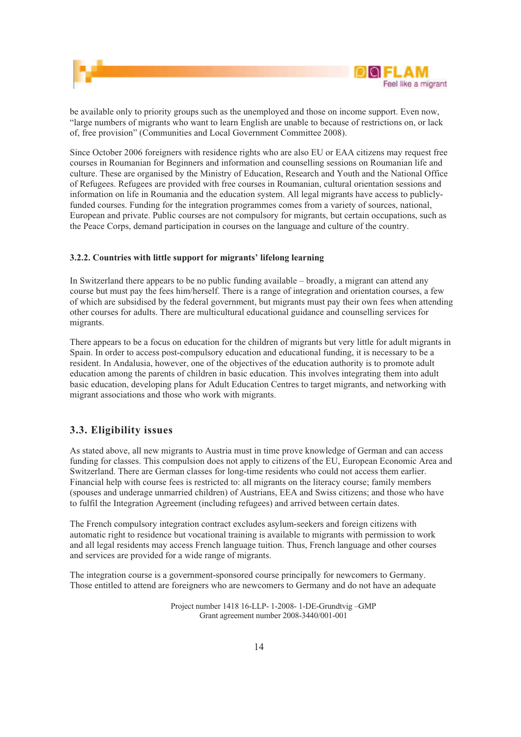be available only to priority groups such as the unemployed and those on income support. Even now, "large numbers of migrants who want to learn English are unable to because of restrictions on, or lack of, free provision" (Communities and Local Government Committee 2008).

Since October 2006 foreigners with residence rights who are also EU or EAA citizens may request free courses in Roumanian for Beginners and information and counselling sessions on Roumanian life and culture. These are organised by the Ministry of Education, Research and Youth and the National Office of Refugees. Refugees are provided with free courses in Roumanian, cultural orientation sessions and information on life in Roumania and the education system. All legal migrants have access to publicly-funded courses. Funding for the integration programmes comes from a variety of sources, national, European and private. Public courses are not compulsory for migrants, but certain occupations, such as the Peace Corps, demand participation in courses on the language and culture of the country.

#### 3.2.2. Countries with little support for migrants' lifelong learning

In Switzerland there appears to be no public funding available – broadly, a migrant can attend any course but must pay the fees him/herself. There is a range of integration and orientation courses, a few of which are subsidised by the federal government, but migrants must pay their own fees when attending other courses for adults. There are multicultural educational guidance and counselling services for migrants.

There appears to be a focus on education for the children of migrants but very little for adult migrants in Spain. In order to access post-compulsory education and educational funding, it is necessary to be a resident. In Andalusia, however, one of the objectives of the education authority is to promote adult education among the parents of children in basic education. This involves integrating them into adult basic education, developing plans for Adult Education Centres to target migrants, and networking with migrant associations and those who work with migrants.

### 3.3. Eligibility issues

As stated above, all new migrants to Austria must in time prove knowledge of German and can access funding for classes. This compulsion does not apply to citizens of the EU, European Economic Area and Switzerland. There are German classes for long-time residents who could not access them earlier. Financial help with course fees is restricted to: all migrants on the literacy course; family members (spouses and underage unmarried children) of Austrians, EEA and Swiss citizens; and those who have to fulfil the Integration Agreement (including refugees) and arrived between certain dates.

The French compulsory integration contract excludes asylum-seekers and foreign citizens with automatic right to residence but vocational training is available to migrants with permission to work and all legal residents may access French language tuition. Thus, French language and other courses and services are provided for a wide range of migrants.

The integration course is a government-sponsored course principally for newcomers to Germany. Those entitled to attend are foreigners who are newcomers to Germany and do not have an adequate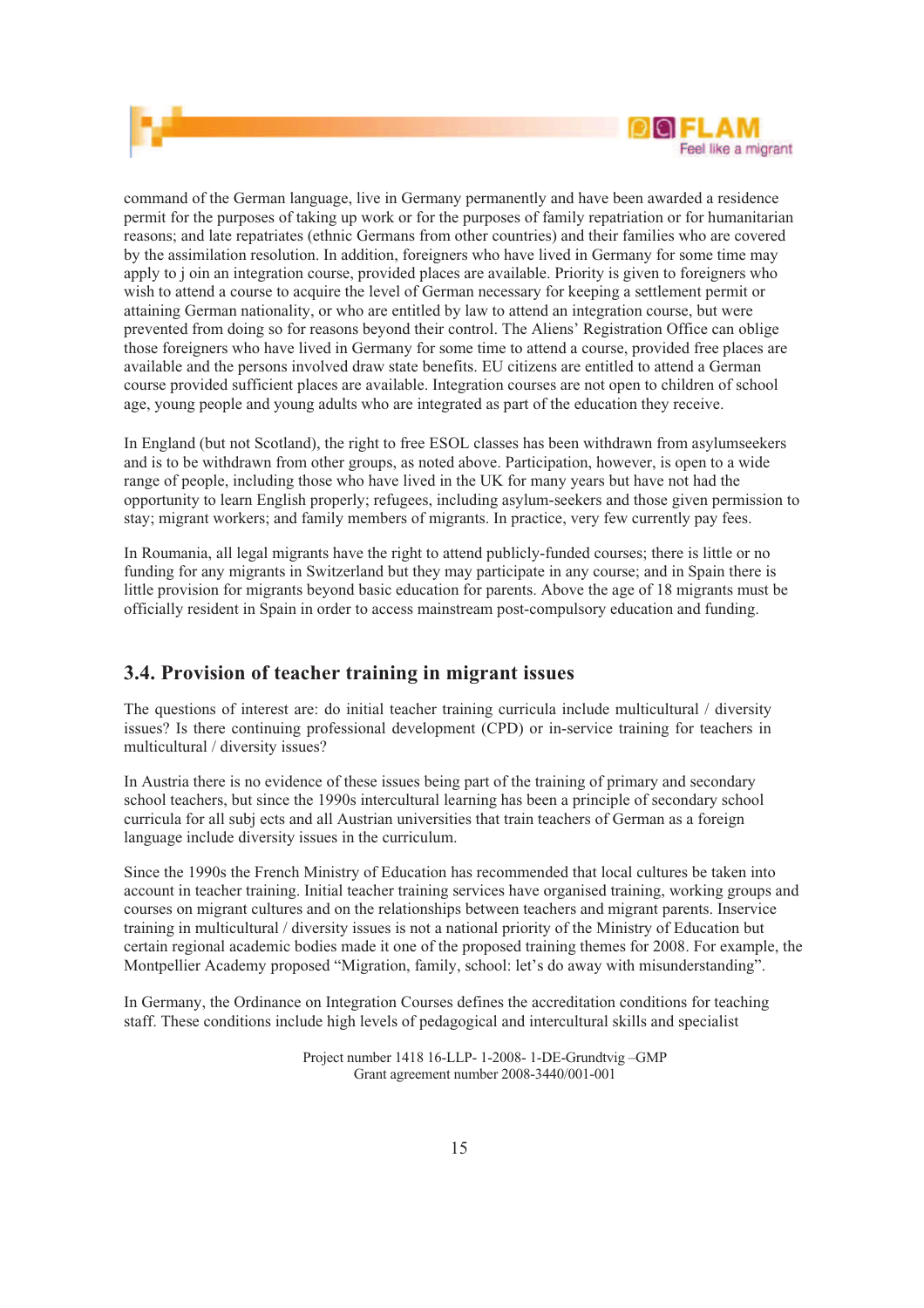command of the German language, live in Germany permanently and have been awarded a residence permit for the purposes of taking up work or for the purposes of family repatriation or for humanitarian reasons; and late repatriates (ethnic Germans from other countries) and their families who are covered by the assimilation resolution. In addition, foreigners who have lived in Germany for some time may apply to j oin an integration course, provided places are available. Priority is given to foreigners who wish to attend a course to acquire the level of German necessary for keeping a settlement permit or attaining German nationality, or who are entitled by law to attend an integration course, but were prevented from doing so for reasons beyond their control. The Aliens' Registration Office can oblige those foreigners who have lived in Germany for some time to attend a course, provided free places are available and the persons involved draw state benefits. EU citizens are entitled to attend a German course provided sufficient places are available. Integration courses are not open to children of school age, young people and young adults who are integrated as part of the education they receive.

In England (but not Scotland), the right to free ESOL classes has been withdrawn from asylumseekers and is to be withdrawn from other groups, as noted above. Participation, however, is open to a wide range of people, including those who have lived in the UK for many years but have not had the opportunity to learn English properly; refugees, including asylum-seekers and those given permission to stay; migrant workers; and family members of migrants. In practice, very few currently pay fees.

In Roumania, all legal migrants have the right to attend publicly-funded courses; there is little or no funding for any migrants in Switzerland but they may participate in any course; and in Spain there is little provision for migrants beyond basic education for parents. Above the age of 18 migrants must be officially resident in Spain in order to access mainstream post-compulsory education and funding.

## 3.4. Provision of teacher training in migrant issues

The questions of interest are: do initial teacher training curricula include multicultural / diversity issues? Is there continuing professional development (CPD) or in-service training for teachers in multicultural / diversity issues?

In Austria there is no evidence of these issues being part of the training of primary and secondary school teachers, but since the 1990s intercultural learning has been a principle of secondary school curricula for all subj ects and all Austrian universities that train teachers of German as a foreign language include diversity issues in the curriculum.

Since the 1990s the French Ministry of Education has recommended that local cultures be taken into account in teacher training. Initial teacher training services have organised training, working groups and courses on migrant cultures and on the relationships between teachers and migrant parents. Inservice training in multicultural / diversity issues is not a national priority of the Ministry of Education but certain regional academic bodies made it one of the proposed training themes for 2008. For example, the Montpellier Academy proposed "Migration, family, school: let's do away with misunderstanding".

In Germany, the Ordinance on Integration Courses defines the accreditation conditions for teaching staff. These conditions include high levels of pedagogical and intercultural skills and specialist

Project number 1418 16-LLP- 1-2008- 1-DE-Grundtvig –GMP
Grant agreement number 2008-3440/001-001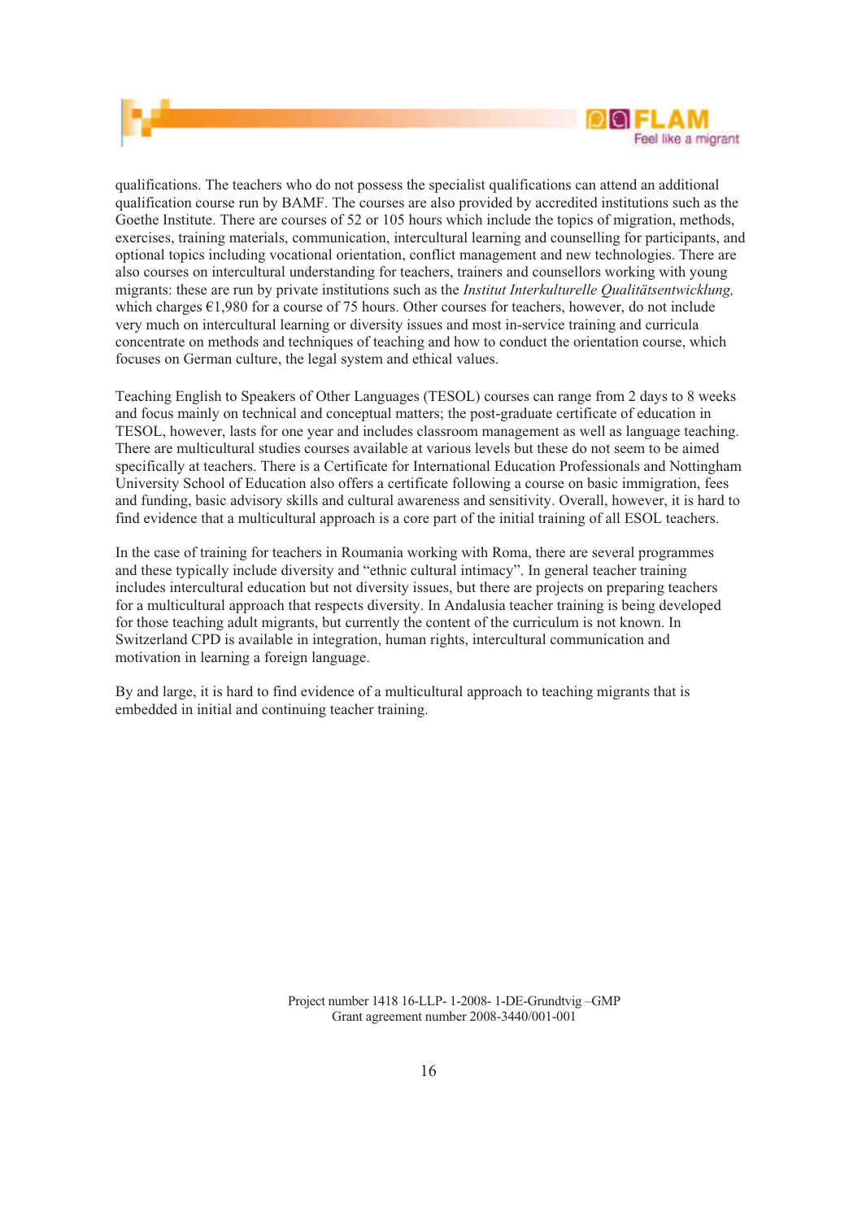qualifications. The teachers who do not possess the specialist qualifications can attend an additional qualification course run by BAMF. The courses are also provided by accredited institutions such as the Goethe Institute. There are courses of 52 or 105 hours which include the topics of migration, methods, exercises, training materials, communication, intercultural learning and counselling for participants, and optional topics including vocational orientation, conflict management and new technologies. There are also courses on intercultural understanding for teachers, trainers and counsellors working with young migrants: these are run by private institutions such as the *Institut Interkulturelle Qualitätsentwicklung,* which charges €1,980 for a course of 75 hours. Other courses for teachers, however, do not include very much on intercultural learning or diversity issues and most in-service training and curricula concentrate on methods and techniques of teaching and how to conduct the orientation course, which focuses on German culture, the legal system and ethical values.

Teaching English to Speakers of Other Languages (TESOL) courses can range from 2 days to 8 weeks and focus mainly on technical and conceptual matters; the post-graduate certificate of education in TESOL, however, lasts for one year and includes classroom management as well as language teaching. There are multicultural studies courses available at various levels but these do not seem to be aimed specifically at teachers. There is a Certificate for International Education Professionals and Nottingham University School of Education also offers a certificate following a course on basic immigration, fees and funding, basic advisory skills and cultural awareness and sensitivity. Overall, however, it is hard to find evidence that a multicultural approach is a core part of the initial training of all ESOL teachers.

In the case of training for teachers in Roumania working with Roma, there are several programmes and these typically include diversity and "ethnic cultural intimacy". In general teacher training includes intercultural education but not diversity issues, but there are projects on preparing teachers for a multicultural approach that respects diversity. In Andalusia teacher training is being developed for those teaching adult migrants, but currently the content of the curriculum is not known. In Switzerland CPD is available in integration, human rights, intercultural communication and motivation in learning a foreign language.

By and large, it is hard to find evidence of a multicultural approach to teaching migrants that is embedded in initial and continuing teacher training.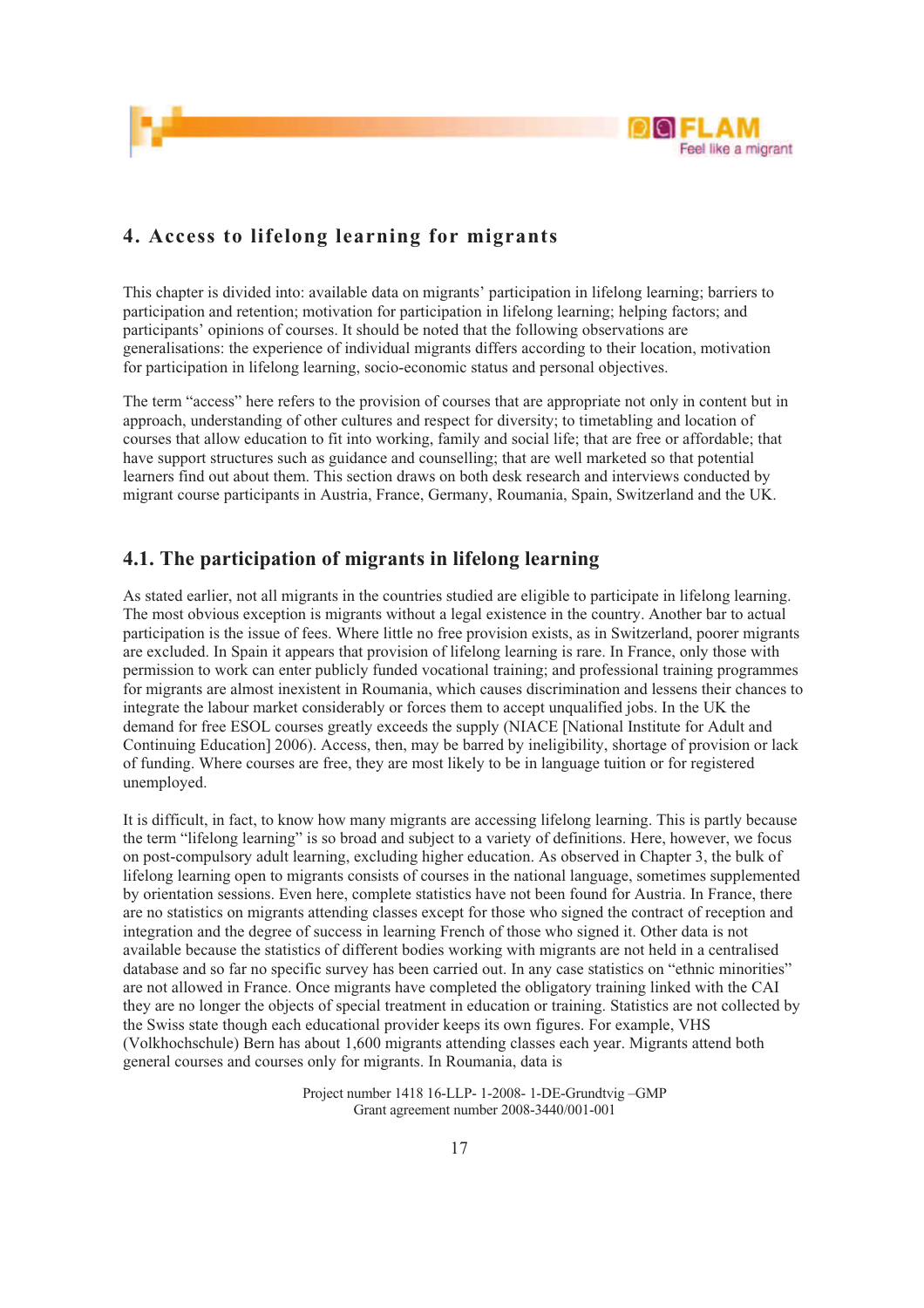# 4. Access to lifelong learning for migrants

This chapter is divided into: available data on migrants' participation in lifelong learning; barriers to participation and retention; motivation for participation in lifelong learning; helping factors; and participants' opinions of courses. It should be noted that the following observations are generalisations: the experience of individual migrants differs according to their location, motivation for participation in lifelong learning, socio-economic status and personal objectives.

The term "access" here refers to the provision of courses that are appropriate not only in content but in approach, understanding of other cultures and respect for diversity; to timetabling and location of courses that allow education to fit into working, family and social life; that are free or affordable; that have support structures such as guidance and counselling; that are well marketed so that potential learners find out about them. This section draws on both desk research and interviews conducted by migrant course participants in Austria, France, Germany, Roumania, Spain, Switzerland and the UK.

## 4.1. The participation of migrants in lifelong learning

As stated earlier, not all migrants in the countries studied are eligible to participate in lifelong learning. The most obvious exception is migrants without a legal existence in the country. Another bar to actual participation is the issue of fees. Where little no free provision exists, as in Switzerland, poorer migrants are excluded. In Spain it appears that provision of lifelong learning is rare. In France, only those with permission to work can enter publicly funded vocational training; and professional training programmes for migrants are almost inexistent in Roumania, which causes discrimination and lessens their chances to integrate the labour market considerably or forces them to accept unqualified jobs. In the UK the demand for free ESOL courses greatly exceeds the supply (NIACE [National Institute for Adult and Continuing Education] 2006). Access, then, may be barred by ineligibility, shortage of provision or lack of funding. Where courses are free, they are most likely to be in language tuition or for registered unemployed.

It is difficult, in fact, to know how many migrants are accessing lifelong learning. This is partly because the term "lifelong learning" is so broad and subject to a variety of definitions. Here, however, we focus on post-compulsory adult learning, excluding higher education. As observed in Chapter 3, the bulk of lifelong learning open to migrants consists of courses in the national language, sometimes supplemented by orientation sessions. Even here, complete statistics have not been found for Austria. In France, there are no statistics on migrants attending classes except for those who signed the contract of reception and integration and the degree of success in learning French of those who signed it. Other data is not available because the statistics of different bodies working with migrants are not held in a centralised database and so far no specific survey has been carried out. In any case statistics on "ethnic minorities" are not allowed in France. Once migrants have completed the obligatory training linked with the CAI they are no longer the objects of special treatment in education or training. Statistics are not collected by the Swiss state though each educational provider keeps its own figures. For example, VHS (Volkhochschule) Bern has about 1,600 migrants attending classes each year. Migrants attend both general courses and courses only for migrants. In Roumania, data is

Project number 1418 16-LLP- 1-2008- 1-DE-Grundtvig –GMP
Grant agreement number 2008-3440/001-001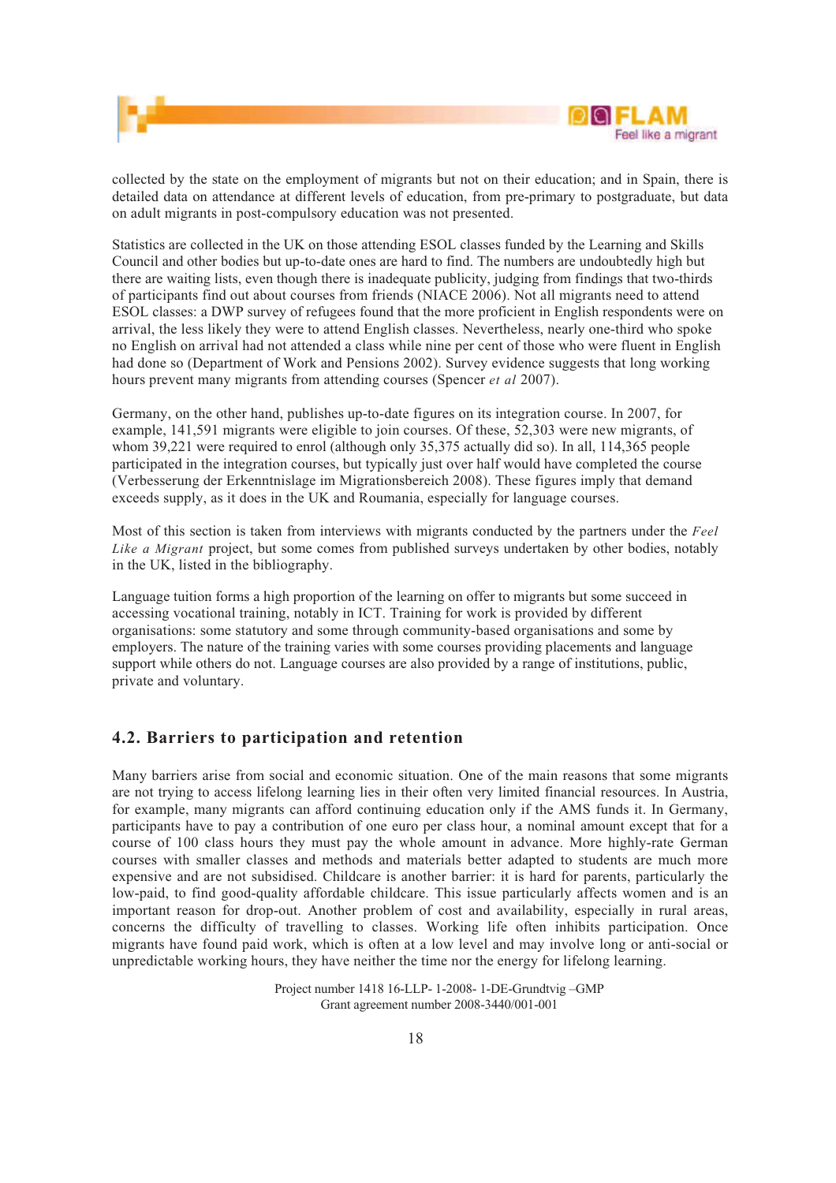collected by the state on the employment of migrants but not on their education; and in Spain, there is detailed data on attendance at different levels of education, from pre-primary to postgraduate, but data on adult migrants in post-compulsory education was not presented.

Statistics are collected in the UK on those attending ESOL classes funded by the Learning and Skills Council and other bodies but up-to-date ones are hard to find. The numbers are undoubtedly high but there are waiting lists, even though there is inadequate publicity, judging from findings that two-thirds of participants find out about courses from friends (NIACE 2006). Not all migrants need to attend ESOL classes: a DWP survey of refugees found that the more proficient in English respondents were on arrival, the less likely they were to attend English classes. Nevertheless, nearly one-third who spoke no English on arrival had not attended a class while nine per cent of those who were fluent in English had done so (Department of Work and Pensions 2002). Survey evidence suggests that long working hours prevent many migrants from attending courses (Spencer *et al* 2007).

Germany, on the other hand, publishes up-to-date figures on its integration course. In 2007, for example, 141,591 migrants were eligible to join courses. Of these, 52,303 were new migrants, of whom 39,221 were required to enrol (although only 35,375 actually did so). In all, 114,365 people participated in the integration courses, but typically just over half would have completed the course (Verbesserung der Erkenntnislage im Migrationsbereich 2008). These figures imply that demand exceeds supply, as it does in the UK and Roumania, especially for language courses.

Most of this section is taken from interviews with migrants conducted by the partners under the *Feel Like a Migrant* project, but some comes from published surveys undertaken by other bodies, notably in the UK, listed in the bibliography.

Language tuition forms a high proportion of the learning on offer to migrants but some succeed in accessing vocational training, notably in ICT. Training for work is provided by different organisations: some statutory and some through community-based organisations and some by employers. The nature of the training varies with some courses providing placements and language support while others do not. Language courses are also provided by a range of institutions, public, private and voluntary.

## 4.2. Barriers to participation and retention

Many barriers arise from social and economic situation. One of the main reasons that some migrants are not trying to access lifelong learning lies in their often very limited financial resources. In Austria, for example, many migrants can afford continuing education only if the AMS funds it. In Germany, participants have to pay a contribution of one euro per class hour, a nominal amount except that for a course of 100 class hours they must pay the whole amount in advance. More highly-rate German courses with smaller classes and methods and materials better adapted to students are much more expensive and are not subsidised. Childcare is another barrier: it is hard for parents, particularly the low-paid, to find good-quality affordable childcare. This issue particularly affects women and is an important reason for drop-out. Another problem of cost and availability, especially in rural areas, concerns the difficulty of travelling to classes. Working life often inhibits participation. Once migrants have found paid work, which is often at a low level and may involve long or anti-social or unpredictable working hours, they have neither the time nor the energy for lifelong learning.

Project number 1418 16-LLP- 1-2008- 1-DE-Grundtvig –GMP
Grant agreement number 2008-3440/001-001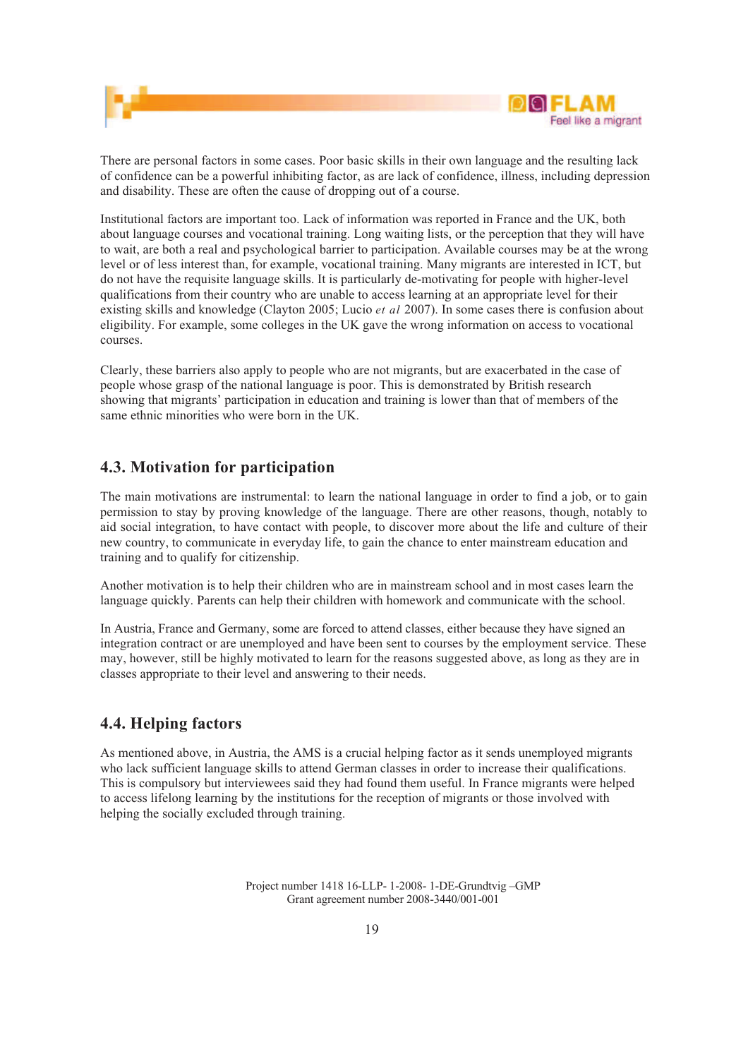There are personal factors in some cases. Poor basic skills in their own language and the resulting lack of confidence can be a powerful inhibiting factor, as are lack of confidence, illness, including depression and disability. These are often the cause of dropping out of a course.

Institutional factors are important too. Lack of information was reported in France and the UK, both about language courses and vocational training. Long waiting lists, or the perception that they will have to wait, are both a real and psychological barrier to participation. Available courses may be at the wrong level or of less interest than, for example, vocational training. Many migrants are interested in ICT, but do not have the requisite language skills. It is particularly de-motivating for people with higher-level qualifications from their country who are unable to access learning at an appropriate level for their existing skills and knowledge (Clayton 2005; Lucio *et al* 2007). In some cases there is confusion about eligibility. For example, some colleges in the UK gave the wrong information on access to vocational courses.

Clearly, these barriers also apply to people who are not migrants, but are exacerbated in the case of people whose grasp of the national language is poor. This is demonstrated by British research showing that migrants' participation in education and training is lower than that of members of the same ethnic minorities who were born in the UK.

## 4.3. Motivation for participation

The main motivations are instrumental: to learn the national language in order to find a job, or to gain permission to stay by proving knowledge of the language. There are other reasons, though, notably to aid social integration, to have contact with people, to discover more about the life and culture of their new country, to communicate in everyday life, to gain the chance to enter mainstream education and training and to qualify for citizenship.

Another motivation is to help their children who are in mainstream school and in most cases learn the language quickly. Parents can help their children with homework and communicate with the school.

In Austria, France and Germany, some are forced to attend classes, either because they have signed an integration contract or are unemployed and have been sent to courses by the employment service. These may, however, still be highly motivated to learn for the reasons suggested above, as long as they are in classes appropriate to their level and answering to their needs.

## 4.4. Helping factors

As mentioned above, in Austria, the AMS is a crucial helping factor as it sends unemployed migrants who lack sufficient language skills to attend German classes in order to increase their qualifications. This is compulsory but interviewees said they had found them useful. In France migrants were helped to access lifelong learning by the institutions for the reception of migrants or those involved with helping the socially excluded through training.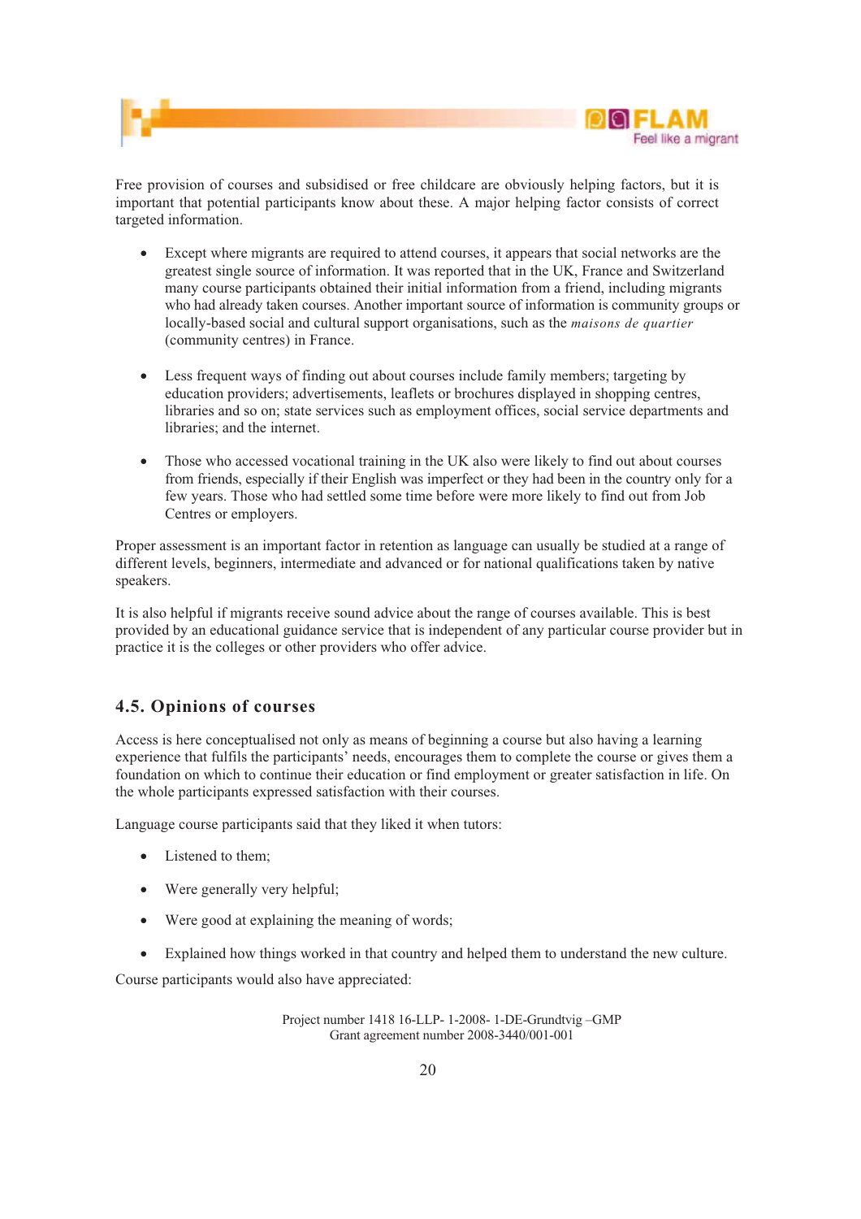Free provision of courses and subsidised or free childcare are obviously helping factors, but it is important that potential participants know about these. A major helping factor consists of correct targeted information.

- Except where migrants are required to attend courses, it appears that social networks are the greatest single source of information. It was reported that in the UK, France and Switzerland many course participants obtained their initial information from a friend, including migrants who had already taken courses. Another important source of information is community groups or locally-based social and cultural support organisations, such as the *maisons de quartier* (community centres) in France.

- Less frequent ways of finding out about courses include family members; targeting by education providers; advertisements, leaflets or brochures displayed in shopping centres, libraries and so on; state services such as employment offices, social service departments and libraries; and the internet.

- Those who accessed vocational training in the UK also were likely to find out about courses from friends, especially if their English was imperfect or they had been in the country only for a few years. Those who had settled some time before were more likely to find out from Job Centres or employers.

Proper assessment is an important factor in retention as language can usually be studied at a range of different levels, beginners, intermediate and advanced or for national qualifications taken by native speakers.

It is also helpful if migrants receive sound advice about the range of courses available. This is best provided by an educational guidance service that is independent of any particular course provider but in practice it is the colleges or other providers who offer advice.

## 4.5. Opinions of courses

Access is here conceptualised not only as means of beginning a course but also having a learning experience that fulfils the participants' needs, encourages them to complete the course or gives them a foundation on which to continue their education or find employment or greater satisfaction in life. On the whole participants expressed satisfaction with their courses.

Language course participants said that they liked it when tutors:

- Listened to them;
- Were generally very helpful;
- Were good at explaining the meaning of words;
- Explained how things worked in that country and helped them to understand the new culture.

Course participants would also have appreciated:

Project number 1418 16-LLP- 1-2008- 1-DE-Grundtvig –GMP
Grant agreement number 2008-3440/001-001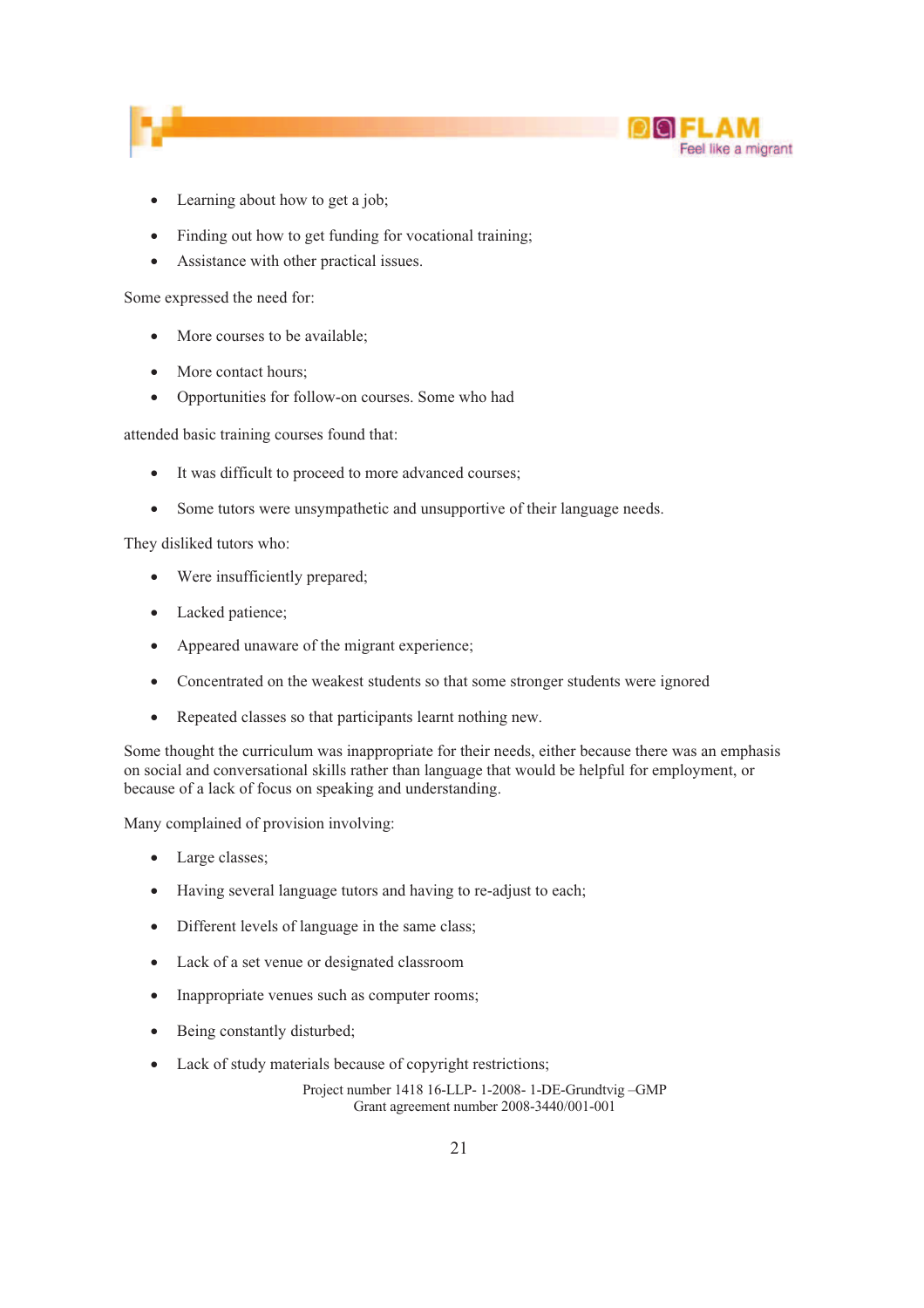- Learning about how to get a job;
- Finding out how to get funding for vocational training;
- Assistance with other practical issues.

Some expressed the need for:

- More courses to be available;
- More contact hours;
- Opportunities for follow-on courses. Some who had

attended basic training courses found that:

- It was difficult to proceed to more advanced courses;
- Some tutors were unsympathetic and unsupportive of their language needs.

They disliked tutors who:

- Were insufficiently prepared;
- Lacked patience;
- Appeared unaware of the migrant experience;
- Concentrated on the weakest students so that some stronger students were ignored
- Repeated classes so that participants learnt nothing new.

Some thought the curriculum was inappropriate for their needs, either because there was an emphasis on social and conversational skills rather than language that would be helpful for employment, or because of a lack of focus on speaking and understanding.

Many complained of provision involving:

- Large classes;
- Having several language tutors and having to re-adjust to each;
- Different levels of language in the same class;
- Lack of a set venue or designated classroom
- Inappropriate venues such as computer rooms;
- Being constantly disturbed;
- Lack of study materials because of copyright restrictions;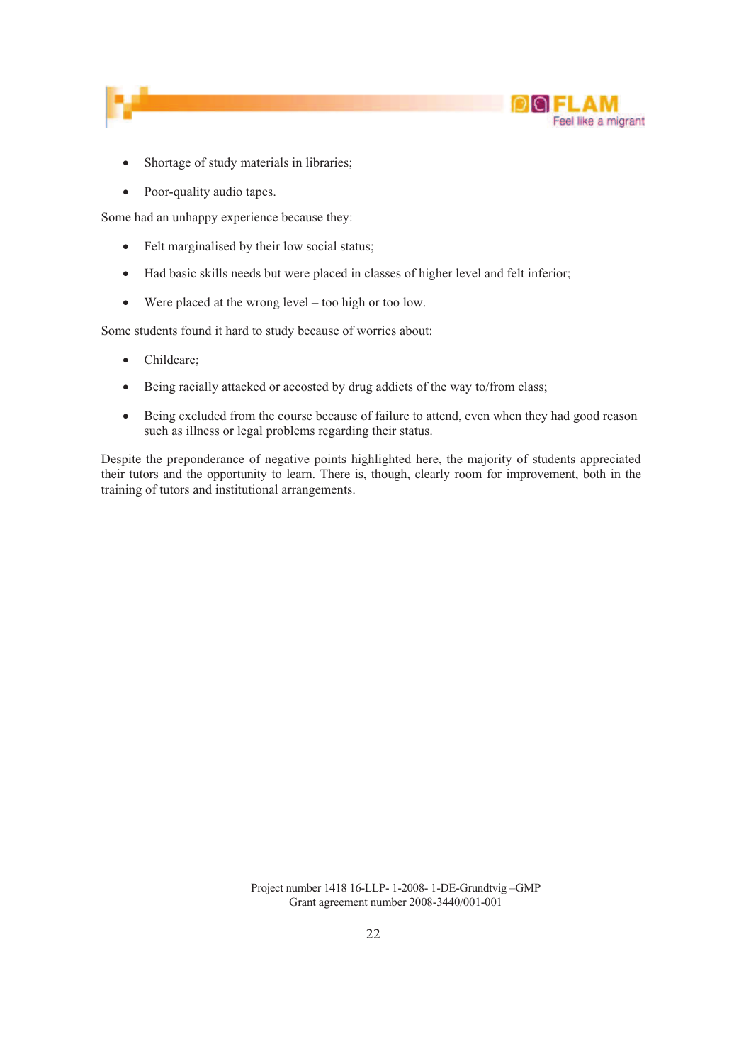- Shortage of study materials in libraries;
- Poor-quality audio tapes.

Some had an unhappy experience because they:

- Felt marginalised by their low social status;
- Had basic skills needs but were placed in classes of higher level and felt inferior;
- Were placed at the wrong level – too high or too low.

Some students found it hard to study because of worries about:

- Childcare;
- Being racially attacked or accosted by drug addicts of the way to/from class;
- Being excluded from the course because of failure to attend, even when they had good reason such as illness or legal problems regarding their status.

Despite the preponderance of negative points highlighted here, the majority of students appreciated their tutors and the opportunity to learn. There is, though, clearly room for improvement, both in the training of tutors and institutional arrangements.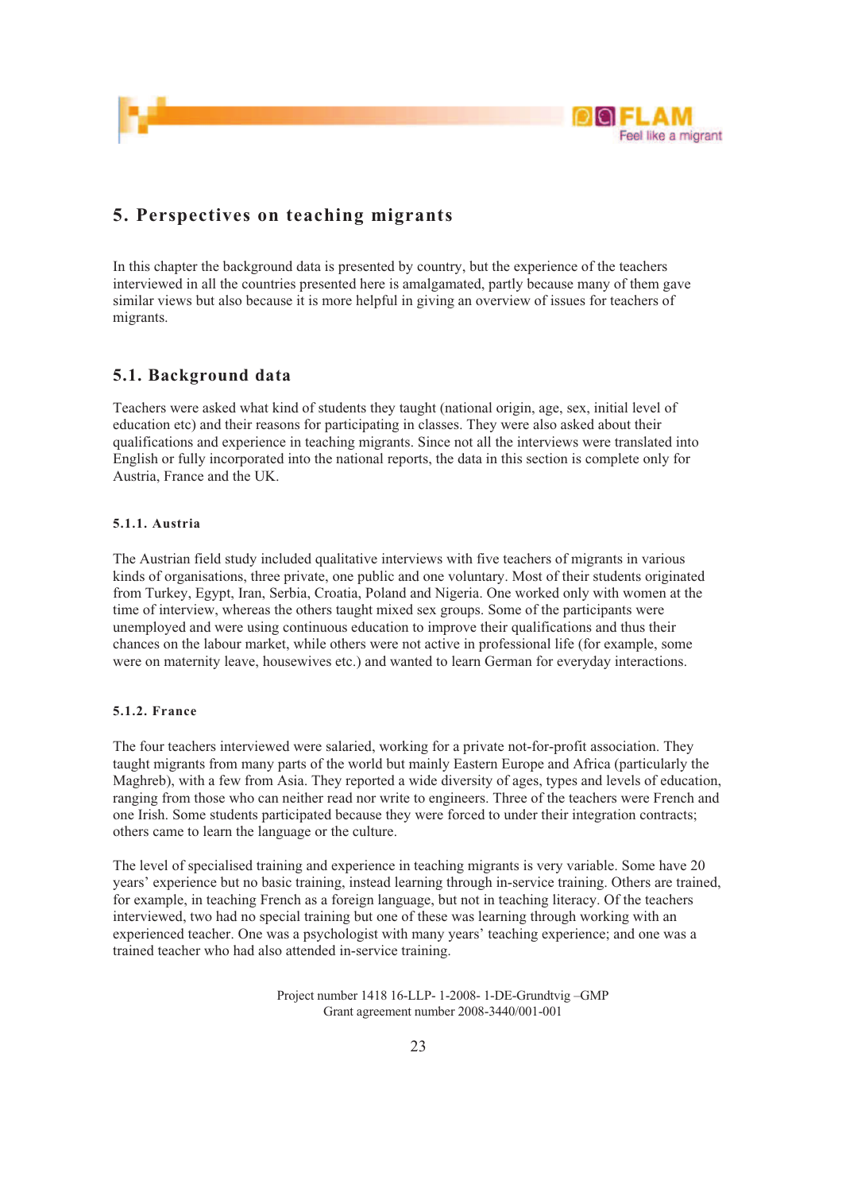# 5. Perspectives on teaching migrants

In this chapter the background data is presented by country, but the experience of the teachers interviewed in all the countries presented here is amalgamated, partly because many of them gave similar views but also because it is more helpful in giving an overview of issues for teachers of migrants.

## 5.1. Background data

Teachers were asked what kind of students they taught (national origin, age, sex, initial level of education etc) and their reasons for participating in classes. They were also asked about their qualifications and experience in teaching migrants. Since not all the interviews were translated into English or fully incorporated into the national reports, the data in this section is complete only for Austria, France and the UK.

### 5.1.1. Austria

The Austrian field study included qualitative interviews with five teachers of migrants in various kinds of organisations, three private, one public and one voluntary. Most of their students originated from Turkey, Egypt, Iran, Serbia, Croatia, Poland and Nigeria. One worked only with women at the time of interview, whereas the others taught mixed sex groups. Some of the participants were unemployed and were using continuous education to improve their qualifications and thus their chances on the labour market, while others were not active in professional life (for example, some were on maternity leave, housewives etc.) and wanted to learn German for everyday interactions.

### 5.1.2. France

The four teachers interviewed were salaried, working for a private not-for-profit association. They taught migrants from many parts of the world but mainly Eastern Europe and Africa (particularly the Maghreb), with a few from Asia. They reported a wide diversity of ages, types and levels of education, ranging from those who can neither read nor write to engineers. Three of the teachers were French and one Irish. Some students participated because they were forced to under their integration contracts; others came to learn the language or the culture.

The level of specialised training and experience in teaching migrants is very variable. Some have 20 years' experience but no basic training, instead learning through in-service training. Others are trained, for example, in teaching French as a foreign language, but not in teaching literacy. Of the teachers interviewed, two had no special training but one of these was learning through working with an experienced teacher. One was a psychologist with many years' teaching experience; and one was a trained teacher who had also attended in-service training.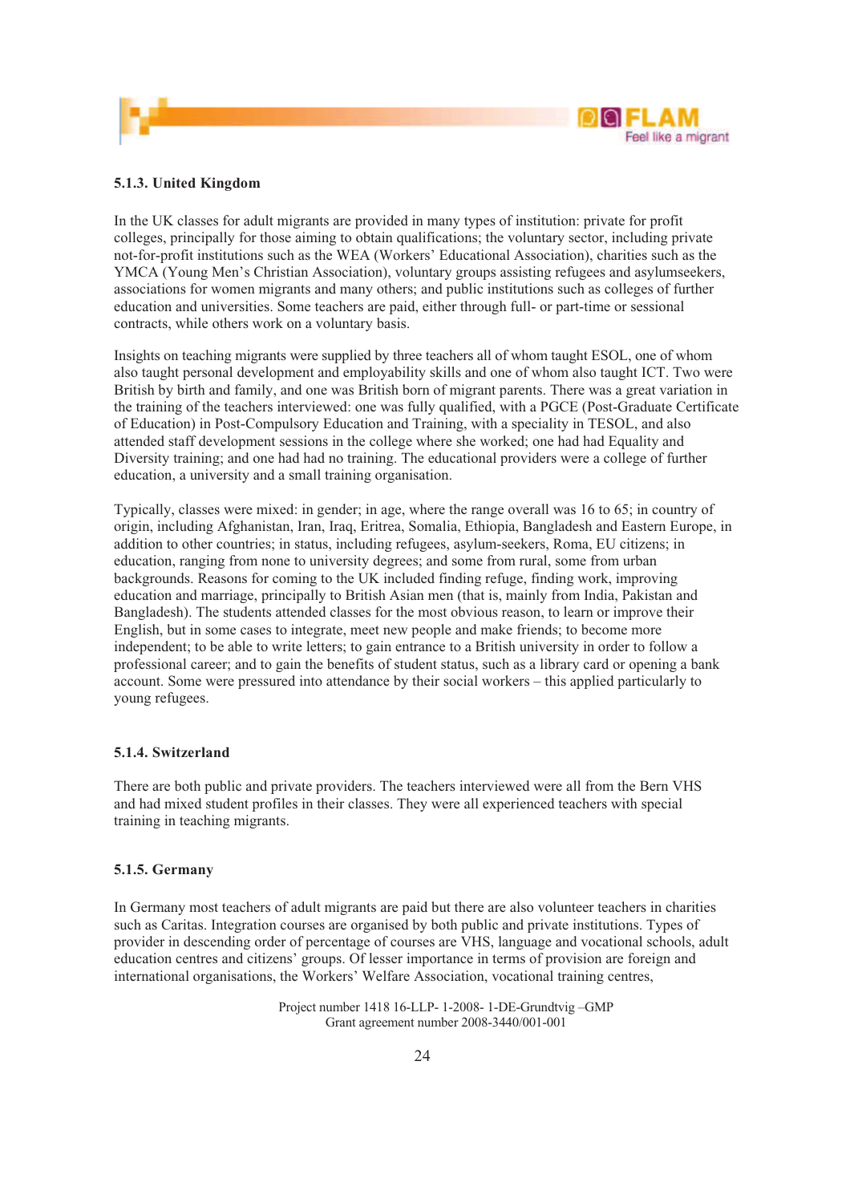#### 5.1.3. United Kingdom

In the UK classes for adult migrants are provided in many types of institution: private for profit colleges, principally for those aiming to obtain qualifications; the voluntary sector, including private not-for-profit institutions such as the WEA (Workers' Educational Association), charities such as the YMCA (Young Men's Christian Association), voluntary groups assisting refugees and asylumseekers, associations for women migrants and many others; and public institutions such as colleges of further education and universities. Some teachers are paid, either through full- or part-time or sessional contracts, while others work on a voluntary basis.

Insights on teaching migrants were supplied by three teachers all of whom taught ESOL, one of whom also taught personal development and employability skills and one of whom also taught ICT. Two were British by birth and family, and one was British born of migrant parents. There was a great variation in the training of the teachers interviewed: one was fully qualified, with a PGCE (Post-Graduate Certificate of Education) in Post-Compulsory Education and Training, with a speciality in TESOL, and also attended staff development sessions in the college where she worked; one had had Equality and Diversity training; and one had had no training. The educational providers were a college of further education, a university and a small training organisation.

Typically, classes were mixed: in gender; in age, where the range overall was 16 to 65; in country of origin, including Afghanistan, Iran, Iraq, Eritrea, Somalia, Ethiopia, Bangladesh and Eastern Europe, in addition to other countries; in status, including refugees, asylum-seekers, Roma, EU citizens; in education, ranging from none to university degrees; and some from rural, some from urban backgrounds. Reasons for coming to the UK included finding refuge, finding work, improving education and marriage, principally to British Asian men (that is, mainly from India, Pakistan and Bangladesh). The students attended classes for the most obvious reason, to learn or improve their English, but in some cases to integrate, meet new people and make friends; to become more independent; to be able to write letters; to gain entrance to a British university in order to follow a professional career; and to gain the benefits of student status, such as a library card or opening a bank account. Some were pressured into attendance by their social workers – this applied particularly to young refugees.

#### 5.1.4. Switzerland

There are both public and private providers. The teachers interviewed were all from the Bern VHS and had mixed student profiles in their classes. They were all experienced teachers with special training in teaching migrants.

#### 5.1.5. Germany

In Germany most teachers of adult migrants are paid but there are also volunteer teachers in charities such as Caritas. Integration courses are organised by both public and private institutions. Types of provider in descending order of percentage of courses are VHS, language and vocational schools, adult education centres and citizens' groups. Of lesser importance in terms of provision are foreign and international organisations, the Workers' Welfare Association, vocational training centres,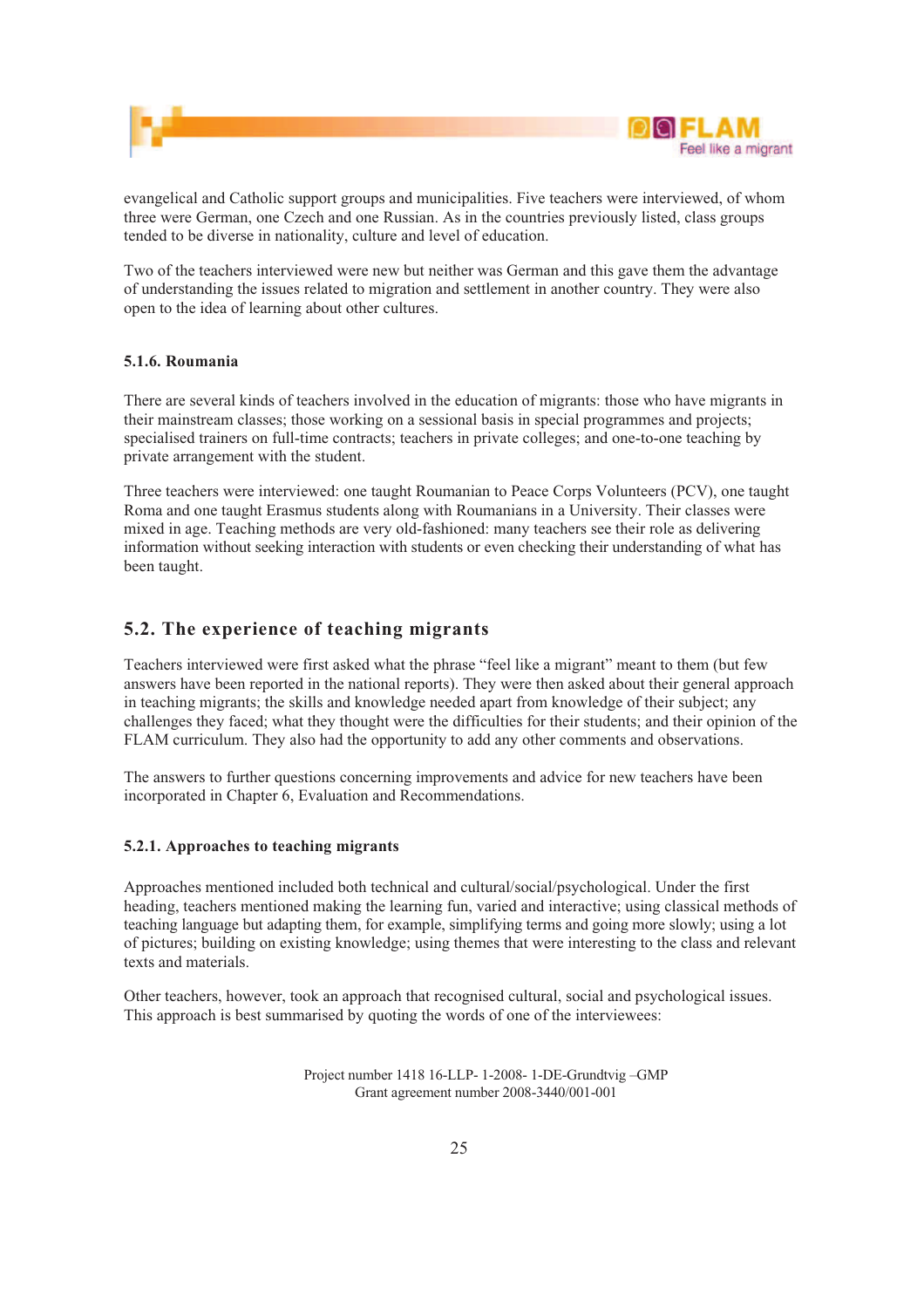evangelical and Catholic support groups and municipalities. Five teachers were interviewed, of whom three were German, one Czech and one Russian. As in the countries previously listed, class groups tended to be diverse in nationality, culture and level of education.

Two of the teachers interviewed were new but neither was German and this gave them the advantage of understanding the issues related to migration and settlement in another country. They were also open to the idea of learning about other cultures.

#### 5.1.6. Roumania

There are several kinds of teachers involved in the education of migrants: those who have migrants in their mainstream classes; those working on a sessional basis in special programmes and projects; specialised trainers on full-time contracts; teachers in private colleges; and one-to-one teaching by private arrangement with the student.

Three teachers were interviewed: one taught Roumanian to Peace Corps Volunteers (PCV), one taught Roma and one taught Erasmus students along with Roumanians in a University. Their classes were mixed in age. Teaching methods are very old-fashioned: many teachers see their role as delivering information without seeking interaction with students or even checking their understanding of what has been taught.

## 5.2. The experience of teaching migrants

Teachers interviewed were first asked what the phrase "feel like a migrant" meant to them (but few answers have been reported in the national reports). They were then asked about their general approach in teaching migrants; the skills and knowledge needed apart from knowledge of their subject; any challenges they faced; what they thought were the difficulties for their students; and their opinion of the FLAM curriculum. They also had the opportunity to add any other comments and observations.

The answers to further questions concerning improvements and advice for new teachers have been incorporated in Chapter 6, Evaluation and Recommendations.

#### 5.2.1. Approaches to teaching migrants

Approaches mentioned included both technical and cultural/social/psychological. Under the first heading, teachers mentioned making the learning fun, varied and interactive; using classical methods of teaching language but adapting them, for example, simplifying terms and going more slowly; using a lot of pictures; building on existing knowledge; using themes that were interesting to the class and relevant texts and materials.

Other teachers, however, took an approach that recognised cultural, social and psychological issues. This approach is best summarised by quoting the words of one of the interviewees: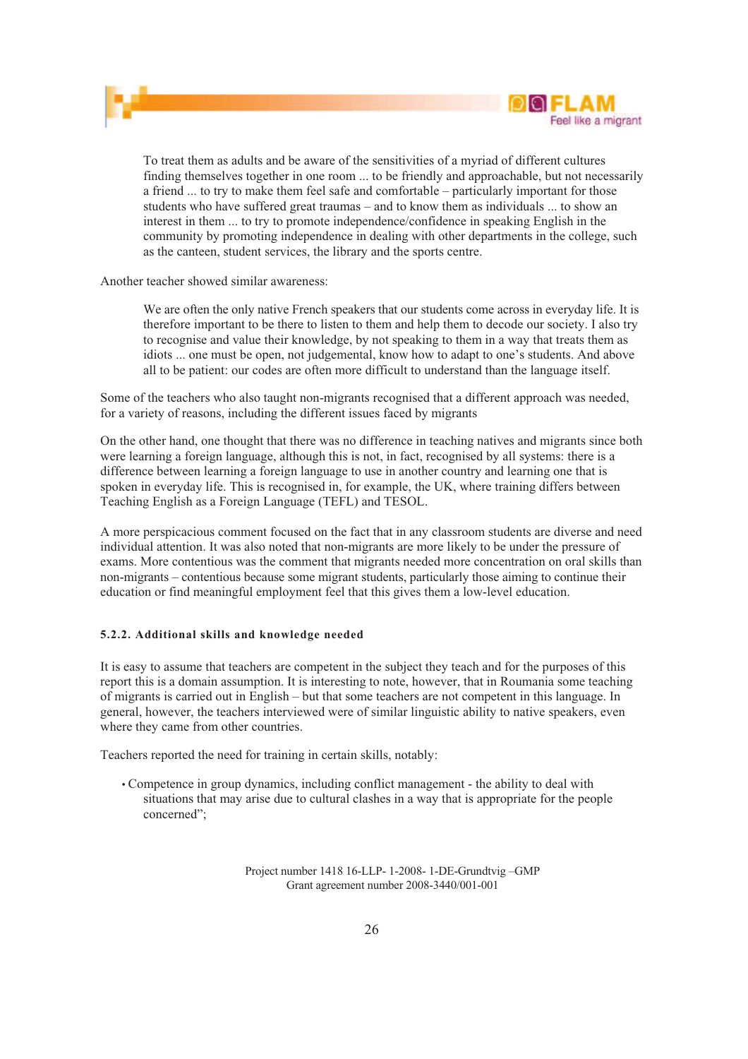> To treat them as adults and be aware of the sensitivities of a myriad of different cultures finding themselves together in one room ... to be friendly and approachable, but not necessarily a friend ... to try to make them feel safe and comfortable – particularly important for those students who have suffered great traumas – and to know them as individuals ... to show an interest in them ... to try to promote independence/confidence in speaking English in the community by promoting independence in dealing with other departments in the college, such as the canteen, student services, the library and the sports centre.

Another teacher showed similar awareness:

> We are often the only native French speakers that our students come across in everyday life. It is therefore important to be there to listen to them and help them to decode our society. I also try to recognise and value their knowledge, by not speaking to them in a way that treats them as idiots ... one must be open, not judgemental, know how to adapt to one's students. And above all to be patient: our codes are often more difficult to understand than the language itself.

Some of the teachers who also taught non-migrants recognised that a different approach was needed, for a variety of reasons, including the different issues faced by migrants

On the other hand, one thought that there was no difference in teaching natives and migrants since both were learning a foreign language, although this is not, in fact, recognised by all systems: there is a difference between learning a foreign language to use in another country and learning one that is spoken in everyday life. This is recognised in, for example, the UK, where training differs between Teaching English as a Foreign Language (TEFL) and TESOL.

A more perspicacious comment focused on the fact that in any classroom students are diverse and need individual attention. It was also noted that non-migrants are more likely to be under the pressure of exams. More contentious was the comment that migrants needed more concentration on oral skills than non-migrants – contentious because some migrant students, particularly those aiming to continue their education or find meaningful employment feel that this gives them a low-level education.

#### 5.2.2. Additional skills and knowledge needed

It is easy to assume that teachers are competent in the subject they teach and for the purposes of this report this is a domain assumption. It is interesting to note, however, that in Roumania some teaching of migrants is carried out in English – but that some teachers are not competent in this language. In general, however, the teachers interviewed were of similar linguistic ability to native speakers, even where they came from other countries.

Teachers reported the need for training in certain skills, notably:

- Competence in group dynamics, including conflict management - the ability to deal with situations that may arise due to cultural clashes in a way that is appropriate for the people concerned";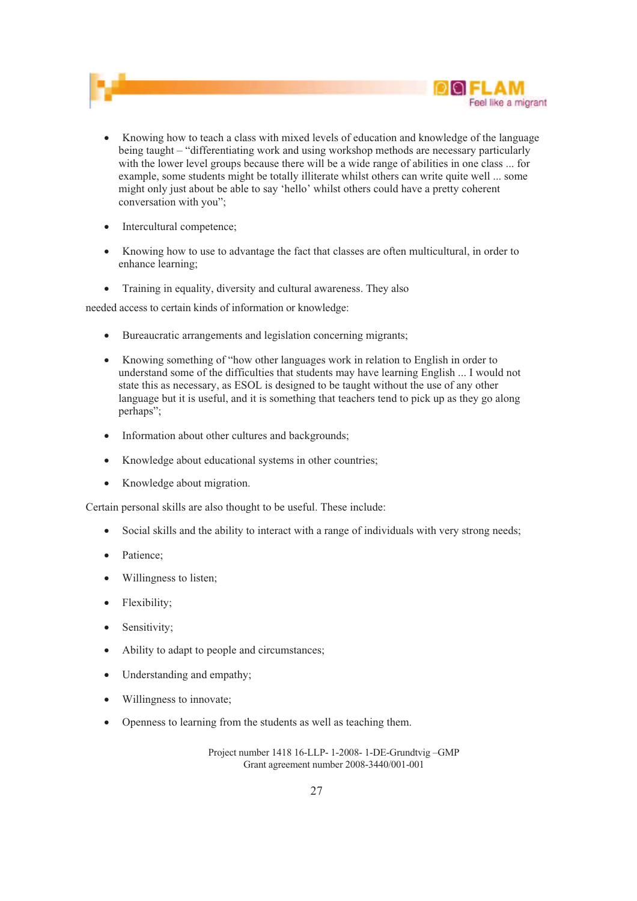- Knowing how to teach a class with mixed levels of education and knowledge of the language being taught – "differentiating work and using workshop methods are necessary particularly with the lower level groups because there will be a wide range of abilities in one class ... for example, some students might be totally illiterate whilst others can write quite well ... some might only just about be able to say 'hello' whilst others could have a pretty coherent conversation with you";

- Intercultural competence;

- Knowing how to use to advantage the fact that classes are often multicultural, in order to enhance learning;

- Training in equality, diversity and cultural awareness. They also

needed access to certain kinds of information or knowledge:

- Bureaucratic arrangements and legislation concerning migrants;

- Knowing something of "how other languages work in relation to English in order to understand some of the difficulties that students may have learning English ... I would not state this as necessary, as ESOL is designed to be taught without the use of any other language but it is useful, and it is something that teachers tend to pick up as they go along perhaps";

- Information about other cultures and backgrounds;

- Knowledge about educational systems in other countries;

- Knowledge about migration.

Certain personal skills are also thought to be useful. These include:

- Social skills and the ability to interact with a range of individuals with very strong needs;

- Patience;

- Willingness to listen;

- Flexibility;

- Sensitivity;

- Ability to adapt to people and circumstances;

- Understanding and empathy;

- Willingness to innovate;

- Openness to learning from the students as well as teaching them.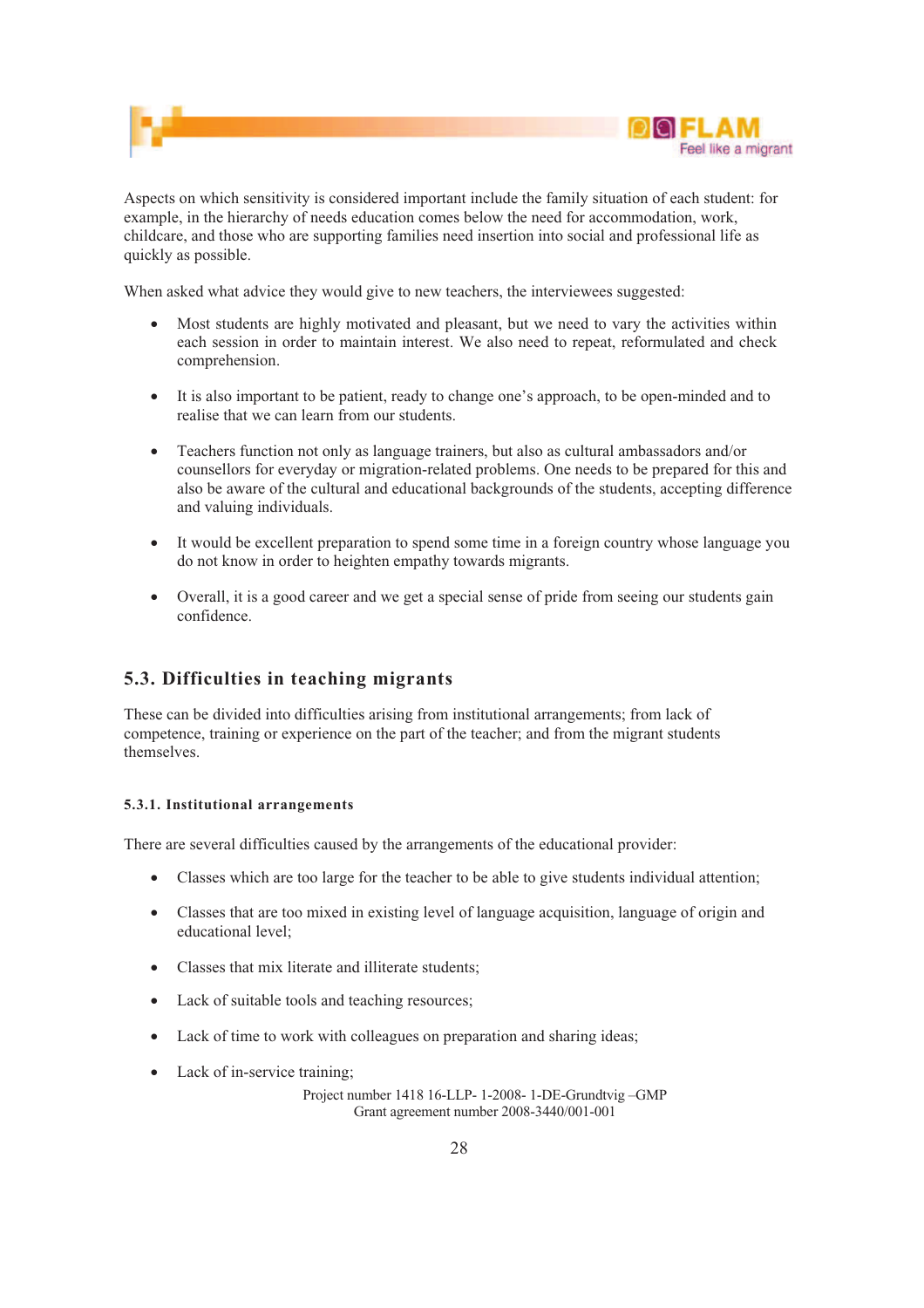Aspects on which sensitivity is considered important include the family situation of each student: for example, in the hierarchy of needs education comes below the need for accommodation, work, childcare, and those who are supporting families need insertion into social and professional life as quickly as possible.

When asked what advice they would give to new teachers, the interviewees suggested:

- Most students are highly motivated and pleasant, but we need to vary the activities within each session in order to maintain interest. We also need to repeat, reformulated and check comprehension.
- It is also important to be patient, ready to change one's approach, to be open-minded and to realise that we can learn from our students.
- Teachers function not only as language trainers, but also as cultural ambassadors and/or counsellors for everyday or migration-related problems. One needs to be prepared for this and also be aware of the cultural and educational backgrounds of the students, accepting difference and valuing individuals.
- It would be excellent preparation to spend some time in a foreign country whose language you do not know in order to heighten empathy towards migrants.
- Overall, it is a good career and we get a special sense of pride from seeing our students gain confidence.

## 5.3. Difficulties in teaching migrants

These can be divided into difficulties arising from institutional arrangements; from lack of competence, training or experience on the part of the teacher; and from the migrant students themselves.

### 5.3.1. Institutional arrangements

There are several difficulties caused by the arrangements of the educational provider:

- Classes which are too large for the teacher to be able to give students individual attention;
- Classes that are too mixed in existing level of language acquisition, language of origin and educational level;
- Classes that mix literate and illiterate students;
- Lack of suitable tools and teaching resources;
- Lack of time to work with colleagues on preparation and sharing ideas;
- Lack of in-service training;

Project number 1418 16-LLP- 1-2008- 1-DE-Grundtvig –GMP
Grant agreement number 2008-3440/001-001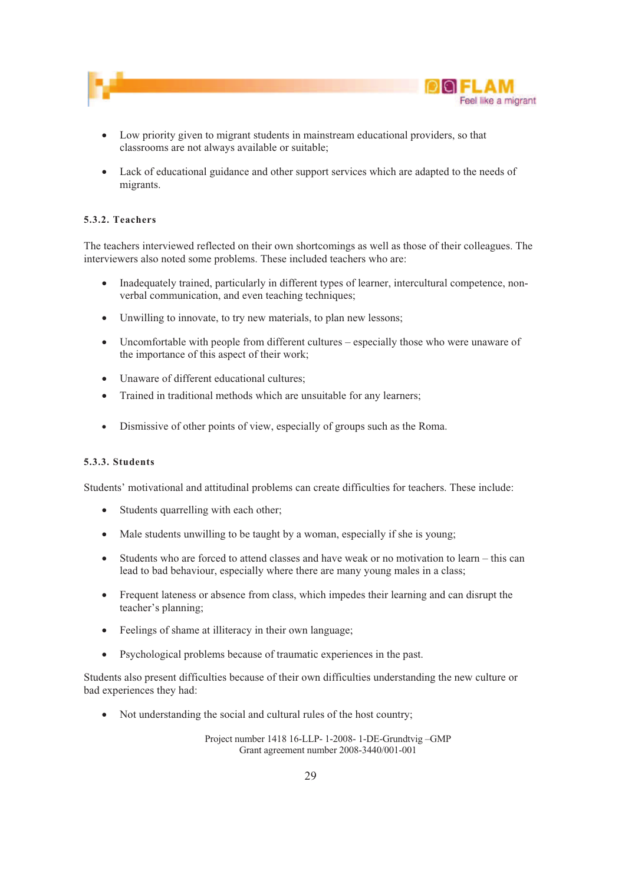- Low priority given to migrant students in mainstream educational providers, so that classrooms are not always available or suitable;
- Lack of educational guidance and other support services which are adapted to the needs of migrants.

#### 5.3.2. Teachers

The teachers interviewed reflected on their own shortcomings as well as those of their colleagues. The interviewers also noted some problems. These included teachers who are:

- Inadequately trained, particularly in different types of learner, intercultural competence, non-verbal communication, and even teaching techniques;
- Unwilling to innovate, to try new materials, to plan new lessons;
- Uncomfortable with people from different cultures – especially those who were unaware of the importance of this aspect of their work;
- Unaware of different educational cultures;
- Trained in traditional methods which are unsuitable for any learners;
- Dismissive of other points of view, especially of groups such as the Roma.

#### 5.3.3. Students

Students' motivational and attitudinal problems can create difficulties for teachers. These include:

- Students quarrelling with each other;
- Male students unwilling to be taught by a woman, especially if she is young;
- Students who are forced to attend classes and have weak or no motivation to learn – this can lead to bad behaviour, especially where there are many young males in a class;
- Frequent lateness or absence from class, which impedes their learning and can disrupt the teacher's planning;
- Feelings of shame at illiteracy in their own language;
- Psychological problems because of traumatic experiences in the past.

Students also present difficulties because of their own difficulties understanding the new culture or bad experiences they had:

- Not understanding the social and cultural rules of the host country;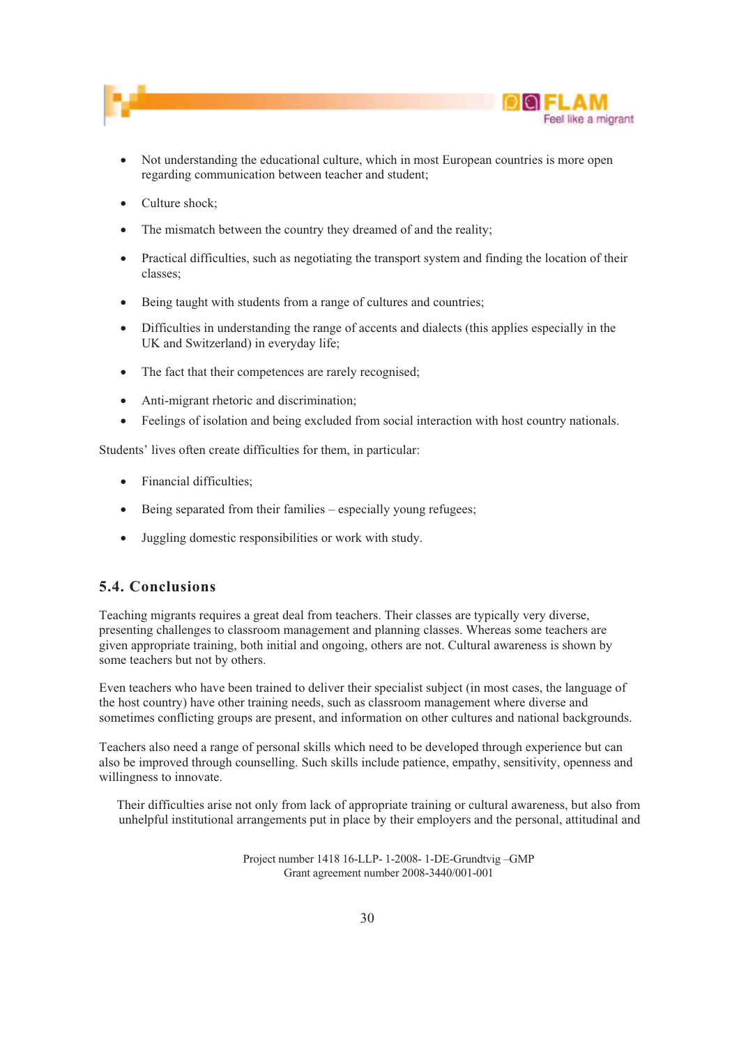- Not understanding the educational culture, which in most European countries is more open regarding communication between teacher and student;
- Culture shock;
- The mismatch between the country they dreamed of and the reality;
- Practical difficulties, such as negotiating the transport system and finding the location of their classes;
- Being taught with students from a range of cultures and countries;
- Difficulties in understanding the range of accents and dialects (this applies especially in the UK and Switzerland) in everyday life;
- The fact that their competences are rarely recognised;
- Anti-migrant rhetoric and discrimination;
- Feelings of isolation and being excluded from social interaction with host country nationals.

Students' lives often create difficulties for them, in particular:

- Financial difficulties;
- Being separated from their families – especially young refugees;
- Juggling domestic responsibilities or work with study.

## 5.4. Conclusions

Teaching migrants requires a great deal from teachers. Their classes are typically very diverse, presenting challenges to classroom management and planning classes. Whereas some teachers are given appropriate training, both initial and ongoing, others are not. Cultural awareness is shown by some teachers but not by others.

Even teachers who have been trained to deliver their specialist subject (in most cases, the language of the host country) have other training needs, such as classroom management where diverse and sometimes conflicting groups are present, and information on other cultures and national backgrounds.

Teachers also need a range of personal skills which need to be developed through experience but can also be improved through counselling. Such skills include patience, empathy, sensitivity, openness and willingness to innovate.

Their difficulties arise not only from lack of appropriate training or cultural awareness, but also from unhelpful institutional arrangements put in place by their employers and the personal, attitudinal and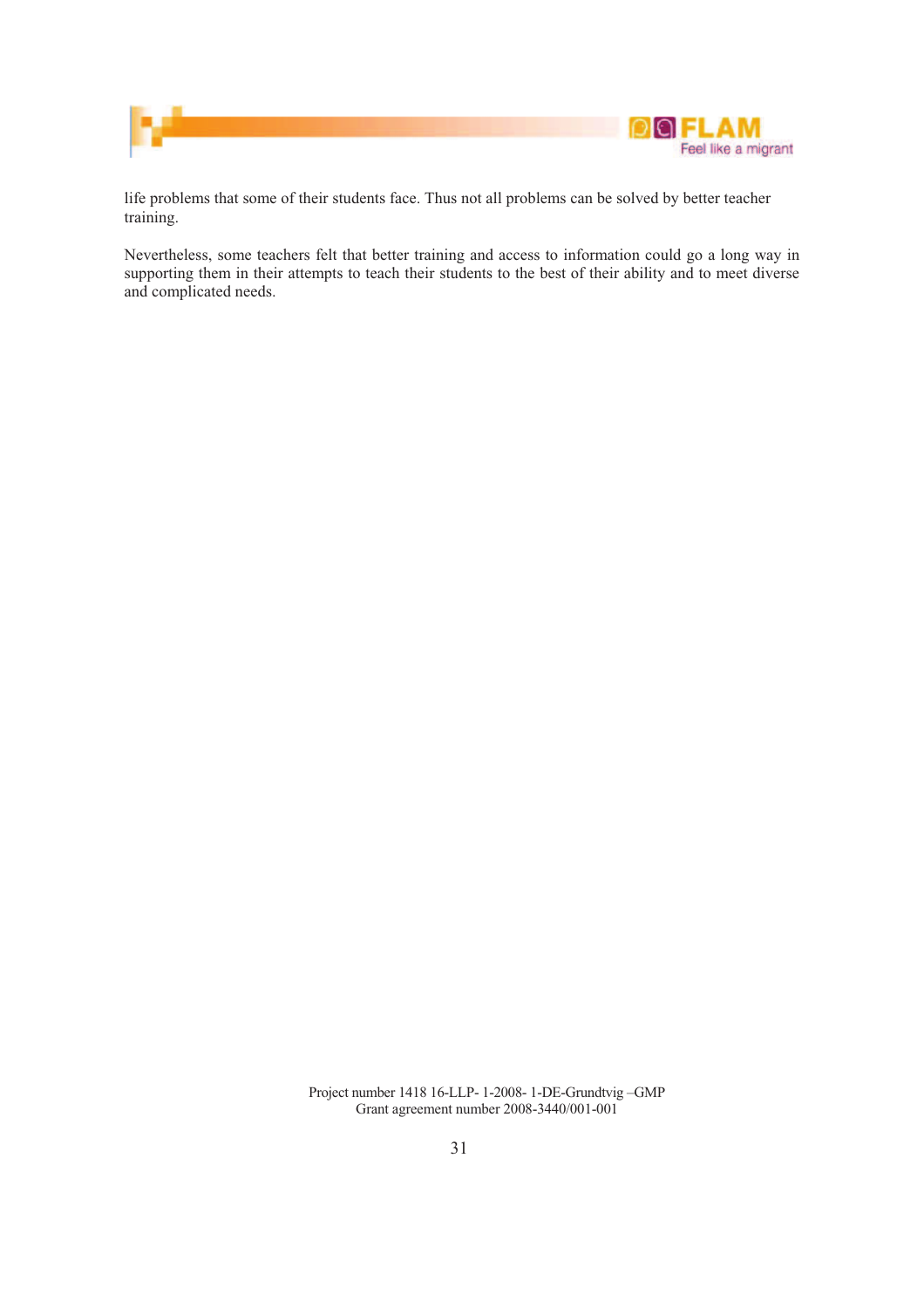life problems that some of their students face. Thus not all problems can be solved by better teacher training.

Nevertheless, some teachers felt that better training and access to information could go a long way in supporting them in their attempts to teach their students to the best of their ability and to meet diverse and complicated needs.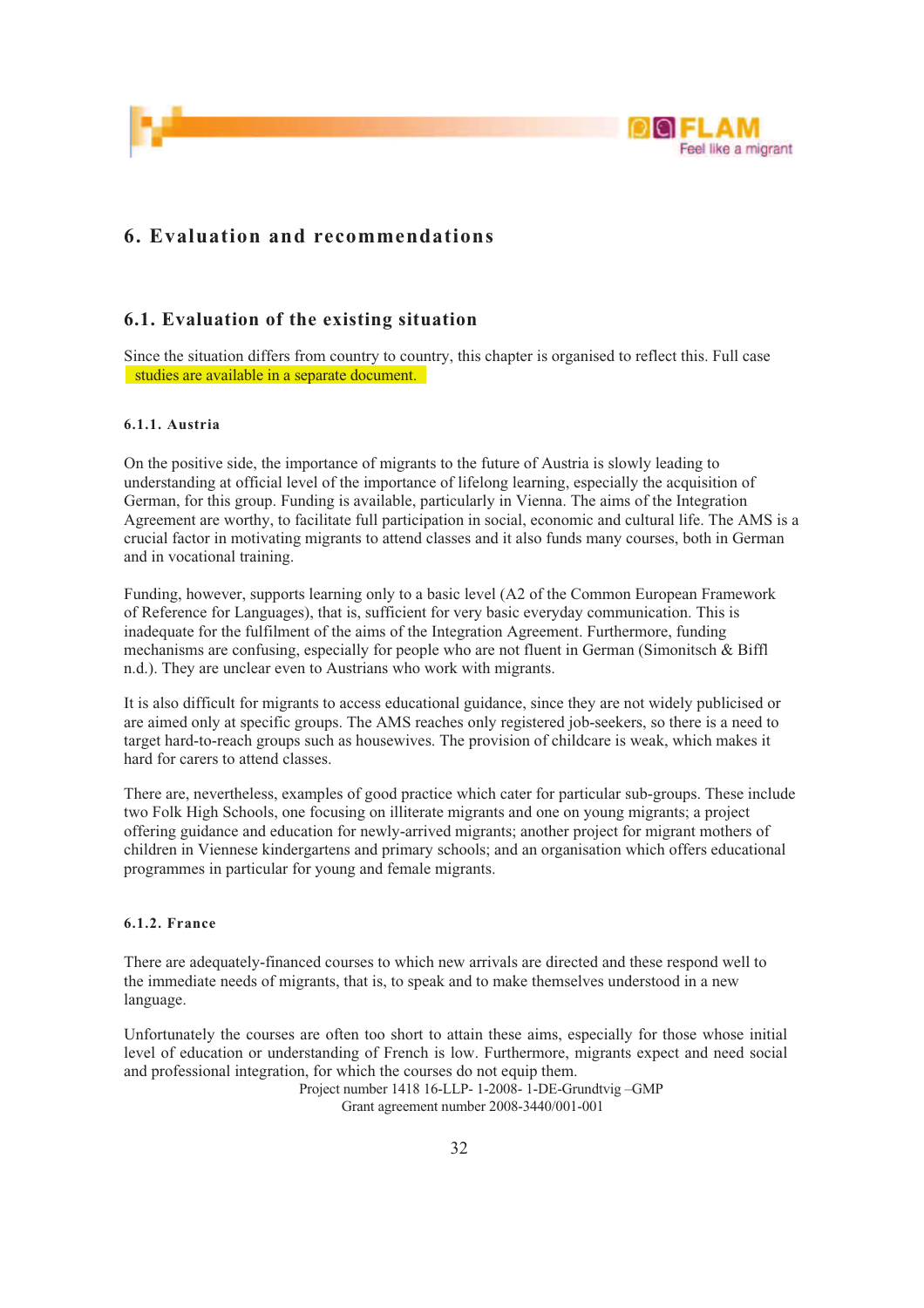# 6. Evaluation and recommendations

## 6.1. Evaluation of the existing situation

Since the situation differs from country to country, this chapter is organised to reflect this. Full case studies are available in a separate document.

### 6.1.1. Austria

On the positive side, the importance of migrants to the future of Austria is slowly leading to understanding at official level of the importance of lifelong learning, especially the acquisition of German, for this group. Funding is available, particularly in Vienna. The aims of the Integration Agreement are worthy, to facilitate full participation in social, economic and cultural life. The AMS is a crucial factor in motivating migrants to attend classes and it also funds many courses, both in German and in vocational training.

Funding, however, supports learning only to a basic level (A2 of the Common European Framework of Reference for Languages), that is, sufficient for very basic everyday communication. This is inadequate for the fulfilment of the aims of the Integration Agreement. Furthermore, funding mechanisms are confusing, especially for people who are not fluent in German (Simonitsch & Biffl n.d.). They are unclear even to Austrians who work with migrants.

It is also difficult for migrants to access educational guidance, since they are not widely publicised or are aimed only at specific groups. The AMS reaches only registered job-seekers, so there is a need to target hard-to-reach groups such as housewives. The provision of childcare is weak, which makes it hard for carers to attend classes.

There are, nevertheless, examples of good practice which cater for particular sub-groups. These include two Folk High Schools, one focusing on illiterate migrants and one on young migrants; a project offering guidance and education for newly-arrived migrants; another project for migrant mothers of children in Viennese kindergartens and primary schools; and an organisation which offers educational programmes in particular for young and female migrants.

### 6.1.2. France

There are adequately-financed courses to which new arrivals are directed and these respond well to the immediate needs of migrants, that is, to speak and to make themselves understood in a new language.

Unfortunately the courses are often too short to attain these aims, especially for those whose initial level of education or understanding of French is low. Furthermore, migrants expect and need social and professional integration, for which the courses do not equip them.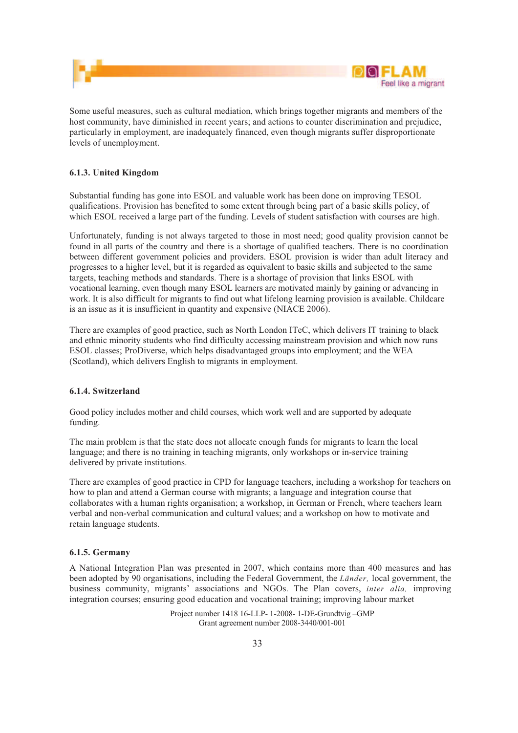Some useful measures, such as cultural mediation, which brings together migrants and members of the host community, have diminished in recent years; and actions to counter discrimination and prejudice, particularly in employment, are inadequately financed, even though migrants suffer disproportionate levels of unemployment.

#### 6.1.3. United Kingdom

Substantial funding has gone into ESOL and valuable work has been done on improving TESOL qualifications. Provision has benefited to some extent through being part of a basic skills policy, of which ESOL received a large part of the funding. Levels of student satisfaction with courses are high.

Unfortunately, funding is not always targeted to those in most need; good quality provision cannot be found in all parts of the country and there is a shortage of qualified teachers. There is no coordination between different government policies and providers. ESOL provision is wider than adult literacy and progresses to a higher level, but it is regarded as equivalent to basic skills and subjected to the same targets, teaching methods and standards. There is a shortage of provision that links ESOL with vocational learning, even though many ESOL learners are motivated mainly by gaining or advancing in work. It is also difficult for migrants to find out what lifelong learning provision is available. Childcare is an issue as it is insufficient in quantity and expensive (NIACE 2006).

There are examples of good practice, such as North London ITeC, which delivers IT training to black and ethnic minority students who find difficulty accessing mainstream provision and which now runs ESOL classes; ProDiverse, which helps disadvantaged groups into employment; and the WEA (Scotland), which delivers English to migrants in employment.

#### 6.1.4. Switzerland

Good policy includes mother and child courses, which work well and are supported by adequate funding.

The main problem is that the state does not allocate enough funds for migrants to learn the local language; and there is no training in teaching migrants, only workshops or in-service training delivered by private institutions.

There are examples of good practice in CPD for language teachers, including a workshop for teachers on how to plan and attend a German course with migrants; a language and integration course that collaborates with a human rights organisation; a workshop, in German or French, where teachers learn verbal and non-verbal communication and cultural values; and a workshop on how to motivate and retain language students.

#### 6.1.5. Germany

A National Integration Plan was presented in 2007, which contains more than 400 measures and has been adopted by 90 organisations, including the Federal Government, the *Länder,* local government, the business community, migrants' associations and NGOs. The Plan covers, *inter alia,* improving integration courses; ensuring good education and vocational training; improving labour market

Project number 1418 16-LLP- 1-2008- 1-DE-Grundtvig –GMP
Grant agreement number 2008-3440/001-001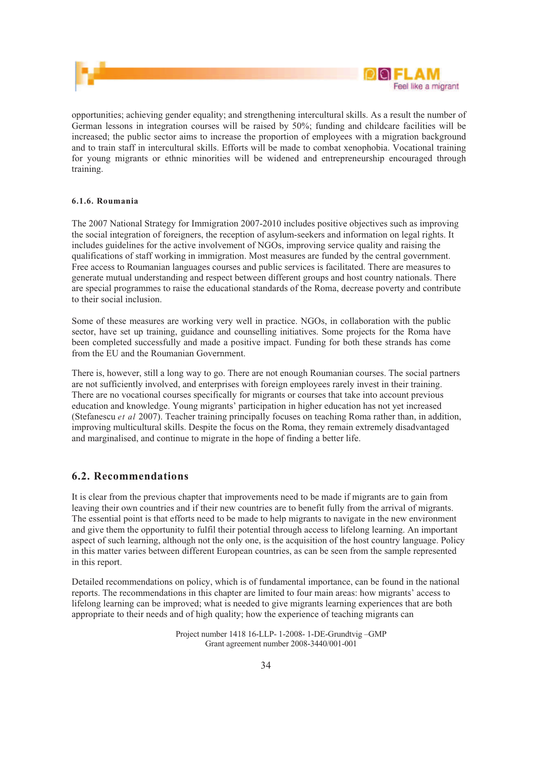opportunities; achieving gender equality; and strengthening intercultural skills. As a result the number of German lessons in integration courses will be raised by 50%; funding and childcare facilities will be increased; the public sector aims to increase the proportion of employees with a migration background and to train staff in intercultural skills. Efforts will be made to combat xenophobia. Vocational training for young migrants or ethnic minorities will be widened and entrepreneurship encouraged through training.

#### 6.1.6. Roumania

The 2007 National Strategy for Immigration 2007-2010 includes positive objectives such as improving the social integration of foreigners, the reception of asylum-seekers and information on legal rights. It includes guidelines for the active involvement of NGOs, improving service quality and raising the qualifications of staff working in immigration. Most measures are funded by the central government. Free access to Roumanian languages courses and public services is facilitated. There are measures to generate mutual understanding and respect between different groups and host country nationals. There are special programmes to raise the educational standards of the Roma, decrease poverty and contribute to their social inclusion.

Some of these measures are working very well in practice. NGOs, in collaboration with the public sector, have set up training, guidance and counselling initiatives. Some projects for the Roma have been completed successfully and made a positive impact. Funding for both these strands has come from the EU and the Roumanian Government.

There is, however, still a long way to go. There are not enough Roumanian courses. The social partners are not sufficiently involved, and enterprises with foreign employees rarely invest in their training. There are no vocational courses specifically for migrants or courses that take into account previous education and knowledge. Young migrants' participation in higher education has not yet increased (Stefanescu *et al* 2007). Teacher training principally focuses on teaching Roma rather than, in addition, improving multicultural skills. Despite the focus on the Roma, they remain extremely disadvantaged and marginalised, and continue to migrate in the hope of finding a better life.

## 6.2. Recommendations

It is clear from the previous chapter that improvements need to be made if migrants are to gain from leaving their own countries and if their new countries are to benefit fully from the arrival of migrants. The essential point is that efforts need to be made to help migrants to navigate in the new environment and give them the opportunity to fulfil their potential through access to lifelong learning. An important aspect of such learning, although not the only one, is the acquisition of the host country language. Policy in this matter varies between different European countries, as can be seen from the sample represented in this report.

Detailed recommendations on policy, which is of fundamental importance, can be found in the national reports. The recommendations in this chapter are limited to four main areas: how migrants' access to lifelong learning can be improved; what is needed to give migrants learning experiences that are both appropriate to their needs and of high quality; how the experience of teaching migrants can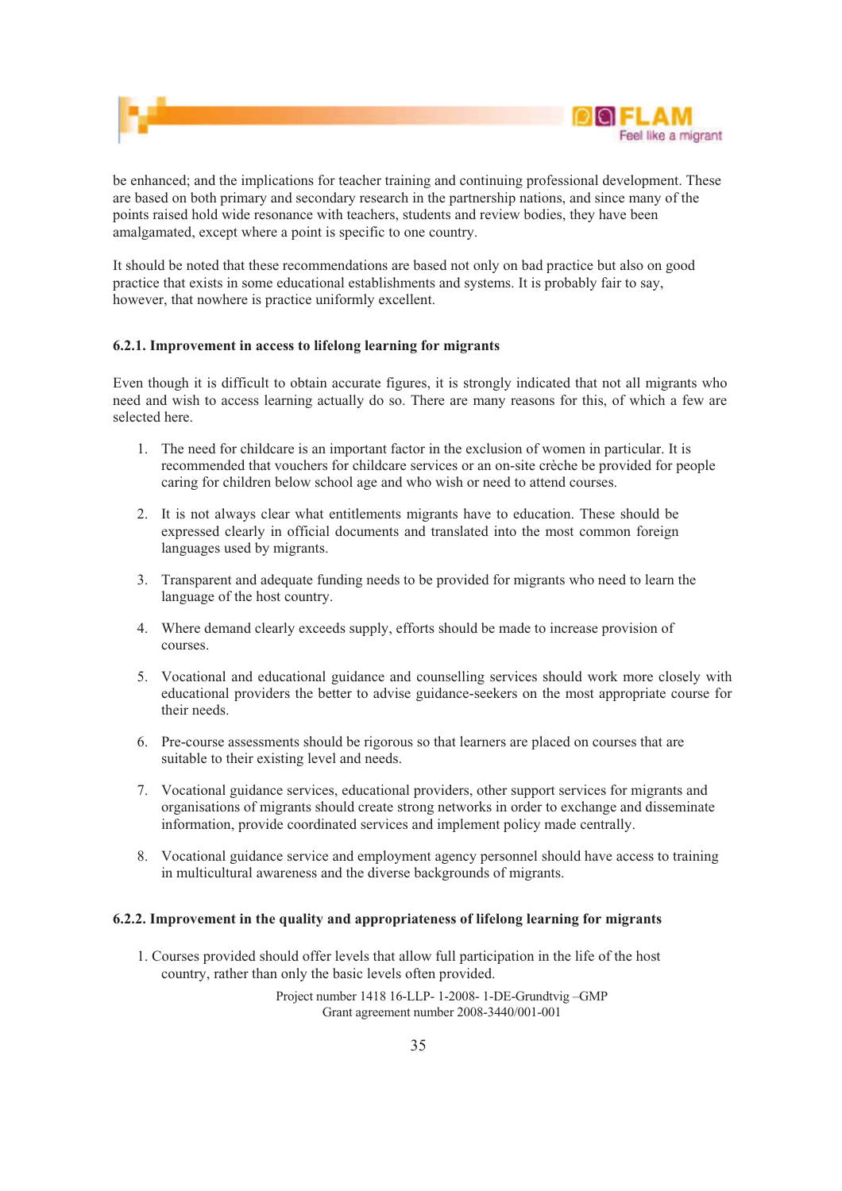be enhanced; and the implications for teacher training and continuing professional development. These are based on both primary and secondary research in the partnership nations, and since many of the points raised hold wide resonance with teachers, students and review bodies, they have been amalgamated, except where a point is specific to one country.

It should be noted that these recommendations are based not only on bad practice but also on good practice that exists in some educational establishments and systems. It is probably fair to say, however, that nowhere is practice uniformly excellent.

### 6.2.1. Improvement in access to lifelong learning for migrants

Even though it is difficult to obtain accurate figures, it is strongly indicated that not all migrants who need and wish to access learning actually do so. There are many reasons for this, of which a few are selected here.

1. The need for childcare is an important factor in the exclusion of women in particular. It is recommended that vouchers for childcare services or an on-site crèche be provided for people caring for children below school age and who wish or need to attend courses.
2. It is not always clear what entitlements migrants have to education. These should be expressed clearly in official documents and translated into the most common foreign languages used by migrants.
3. Transparent and adequate funding needs to be provided for migrants who need to learn the language of the host country.
4. Where demand clearly exceeds supply, efforts should be made to increase provision of courses.
5. Vocational and educational guidance and counselling services should work more closely with educational providers the better to advise guidance-seekers on the most appropriate course for their needs.
6. Pre-course assessments should be rigorous so that learners are placed on courses that are suitable to their existing level and needs.
7. Vocational guidance services, educational providers, other support services for migrants and organisations of migrants should create strong networks in order to exchange and disseminate information, provide coordinated services and implement policy made centrally.
8. Vocational guidance service and employment agency personnel should have access to training in multicultural awareness and the diverse backgrounds of migrants.

### 6.2.2. Improvement in the quality and appropriateness of lifelong learning for migrants

1. Courses provided should offer levels that allow full participation in the life of the host country, rather than only the basic levels often provided.

Project number 1418 16-LLP- 1-2008- 1-DE-Grundtvig –GMP
Grant agreement number 2008-3440/001-001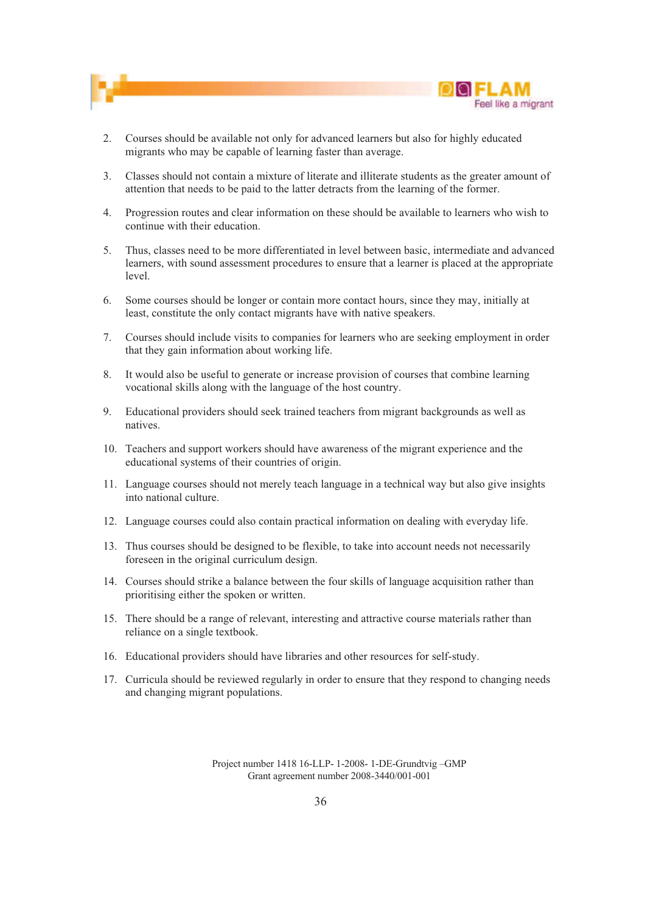2. Courses should be available not only for advanced learners but also for highly educated migrants who may be capable of learning faster than average.

3. Classes should not contain a mixture of literate and illiterate students as the greater amount of attention that needs to be paid to the latter detracts from the learning of the former.

4. Progression routes and clear information on these should be available to learners who wish to continue with their education.

5. Thus, classes need to be more differentiated in level between basic, intermediate and advanced learners, with sound assessment procedures to ensure that a learner is placed at the appropriate level.

6. Some courses should be longer or contain more contact hours, since they may, initially at least, constitute the only contact migrants have with native speakers.

7. Courses should include visits to companies for learners who are seeking employment in order that they gain information about working life.

8. It would also be useful to generate or increase provision of courses that combine learning vocational skills along with the language of the host country.

9. Educational providers should seek trained teachers from migrant backgrounds as well as natives.

10. Teachers and support workers should have awareness of the migrant experience and the educational systems of their countries of origin.

11. Language courses should not merely teach language in a technical way but also give insights into national culture.

12. Language courses could also contain practical information on dealing with everyday life.

13. Thus courses should be designed to be flexible, to take into account needs not necessarily foreseen in the original curriculum design.

14. Courses should strike a balance between the four skills of language acquisition rather than prioritising either the spoken or written.

15. There should be a range of relevant, interesting and attractive course materials rather than reliance on a single textbook.

16. Educational providers should have libraries and other resources for self-study.

17. Curricula should be reviewed regularly in order to ensure that they respond to changing needs and changing migrant populations.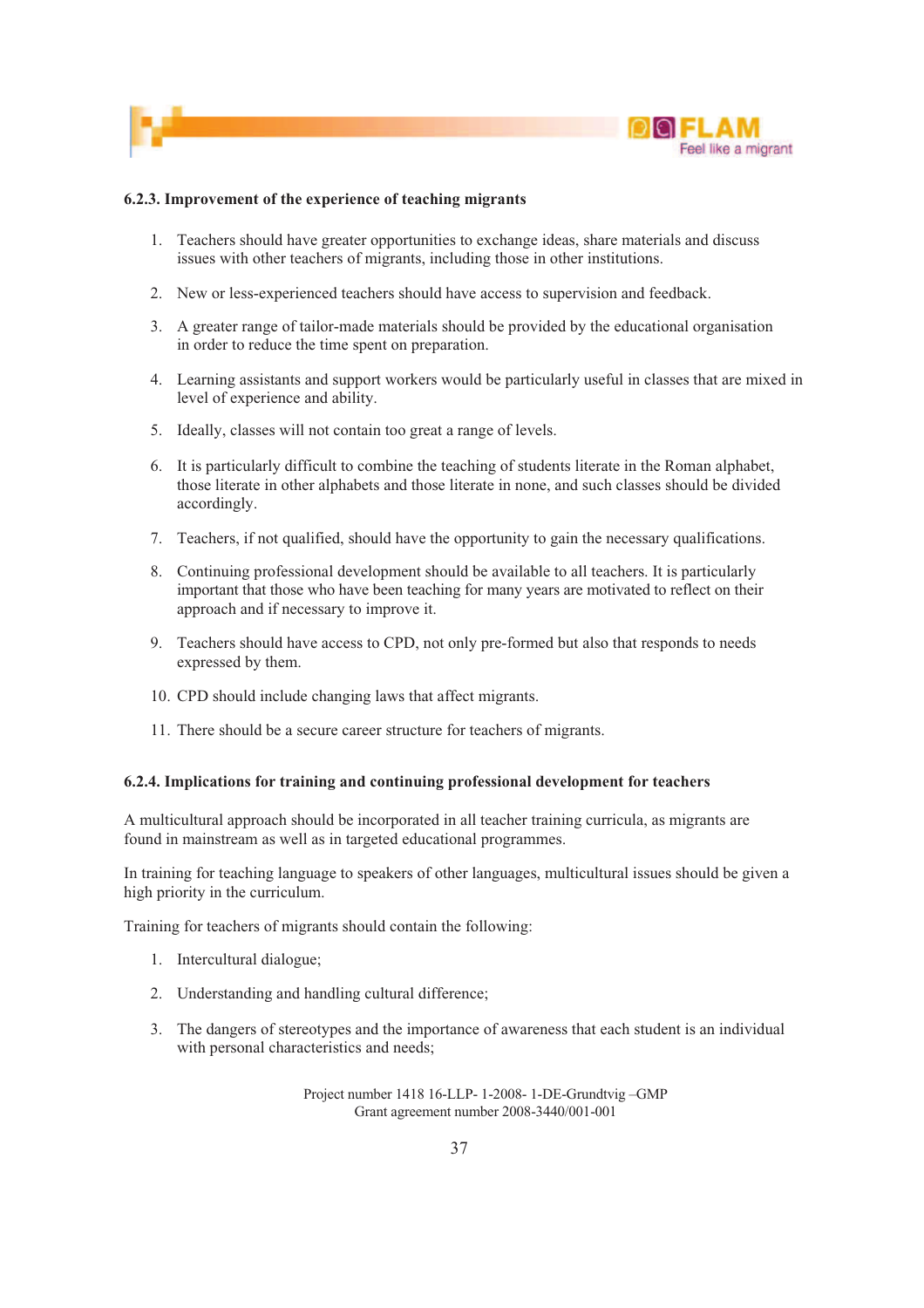#### 6.2.3. Improvement of the experience of teaching migrants

1. Teachers should have greater opportunities to exchange ideas, share materials and discuss issues with other teachers of migrants, including those in other institutions.
2. New or less-experienced teachers should have access to supervision and feedback.
3. A greater range of tailor-made materials should be provided by the educational organisation in order to reduce the time spent on preparation.
4. Learning assistants and support workers would be particularly useful in classes that are mixed in level of experience and ability.
5. Ideally, classes will not contain too great a range of levels.
6. It is particularly difficult to combine the teaching of students literate in the Roman alphabet, those literate in other alphabets and those literate in none, and such classes should be divided accordingly.
7. Teachers, if not qualified, should have the opportunity to gain the necessary qualifications.
8. Continuing professional development should be available to all teachers. It is particularly important that those who have been teaching for many years are motivated to reflect on their approach and if necessary to improve it.
9. Teachers should have access to CPD, not only pre-formed but also that responds to needs expressed by them.
10. CPD should include changing laws that affect migrants.
11. There should be a secure career structure for teachers of migrants.

#### 6.2.4. Implications for training and continuing professional development for teachers

A multicultural approach should be incorporated in all teacher training curricula, as migrants are found in mainstream as well as in targeted educational programmes.

In training for teaching language to speakers of other languages, multicultural issues should be given a high priority in the curriculum.

Training for teachers of migrants should contain the following:

1. Intercultural dialogue;
2. Understanding and handling cultural difference;
3. The dangers of stereotypes and the importance of awareness that each student is an individual with personal characteristics and needs;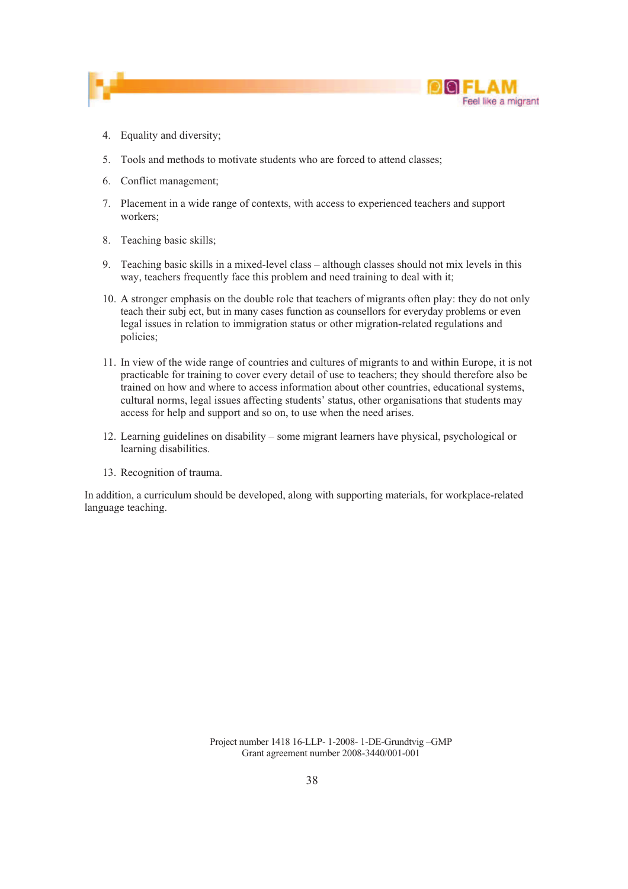4. Equality and diversity;
5. Tools and methods to motivate students who are forced to attend classes;
6. Conflict management;
7. Placement in a wide range of contexts, with access to experienced teachers and support workers;
8. Teaching basic skills;
9. Teaching basic skills in a mixed-level class – although classes should not mix levels in this way, teachers frequently face this problem and need training to deal with it;
10. A stronger emphasis on the double role that teachers of migrants often play: they do not only teach their subj ect, but in many cases function as counsellors for everyday problems or even legal issues in relation to immigration status or other migration-related regulations and policies;
11. In view of the wide range of countries and cultures of migrants to and within Europe, it is not practicable for training to cover every detail of use to teachers; they should therefore also be trained on how and where to access information about other countries, educational systems, cultural norms, legal issues affecting students' status, other organisations that students may access for help and support and so on, to use when the need arises.
12. Learning guidelines on disability – some migrant learners have physical, psychological or learning disabilities.
13. Recognition of trauma.

In addition, a curriculum should be developed, along with supporting materials, for workplace-related language teaching.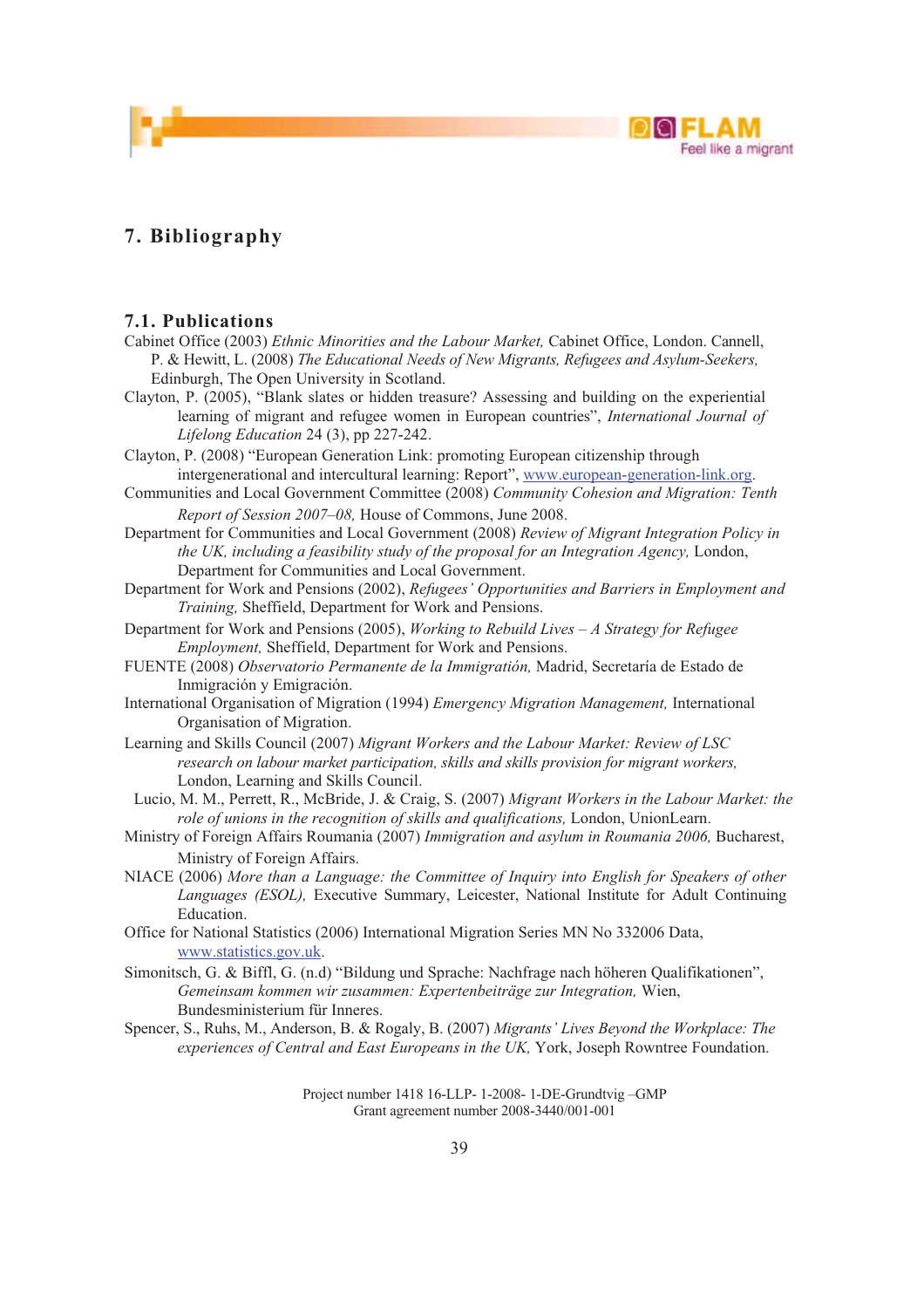# 7. Bibliography

## 7.1. Publications

Cabinet Office (2003) *Ethnic Minorities and the Labour Market,* Cabinet Office, London. Cannell, P. & Hewitt, L. (2008) *The Educational Needs of New Migrants, Refugees and Asylum-Seekers,* Edinburgh, The Open University in Scotland.

Clayton, P. (2005), "Blank slates or hidden treasure? Assessing and building on the experiential learning of migrant and refugee women in European countries", *International Journal of Lifelong Education* 24 (3), pp 227-242.

Clayton, P. (2008) "European Generation Link: promoting European citizenship through intergenerational and intercultural learning: Report", www.european-generation-link.org.

Communities and Local Government Committee (2008) *Community Cohesion and Migration: Tenth Report of Session 2007–08,* House of Commons, June 2008.

Department for Communities and Local Government (2008) *Review of Migrant Integration Policy in the UK, including a feasibility study of the proposal for an Integration Agency,* London, Department for Communities and Local Government.

Department for Work and Pensions (2002), *Refugees' Opportunities and Barriers in Employment and Training,* Sheffield, Department for Work and Pensions.

Department for Work and Pensions (2005), *Working to Rebuild Lives – A Strategy for Refugee Employment,* Sheffield, Department for Work and Pensions.

FUENTE (2008) *Observatorio Permanente de la Immigratión,* Madrid, Secretaría de Estado de Inmigración y Emigración.

International Organisation of Migration (1994) *Emergency Migration Management,* International Organisation of Migration.

Learning and Skills Council (2007) *Migrant Workers and the Labour Market: Review of LSC research on labour market participation, skills and skills provision for migrant workers,* London, Learning and Skills Council.

Lucio, M. M., Perrett, R., McBride, J. & Craig, S. (2007) *Migrant Workers in the Labour Market: the role of unions in the recognition of skills and qualifications,* London, UnionLearn.

Ministry of Foreign Affairs Roumania (2007) *Immigration and asylum in Roumania 2006,* Bucharest, Ministry of Foreign Affairs.

NIACE (2006) *More than a Language: the Committee of Inquiry into English for Speakers of other Languages (ESOL),* Executive Summary, Leicester, National Institute for Adult Continuing Education.

Office for National Statistics (2006) International Migration Series MN No 332006 Data, www.statistics.gov.uk.

Simonitsch, G. & Biffl, G. (n.d) "Bildung und Sprache: Nachfrage nach höheren Qualifikationen", *Gemeinsam kommen wir zusammen: Expertenbeiträge zur Integration,* Wien, Bundesministerium für Inneres.

Spencer, S., Ruhs, M., Anderson, B. & Rogaly, B. (2007) *Migrants' Lives Beyond the Workplace: The experiences of Central and East Europeans in the UK,* York, Joseph Rowntree Foundation.

Project number 1418 16-LLP- 1-2008- 1-DE-Grundtvig –GMP
Grant agreement number 2008-3440/001-001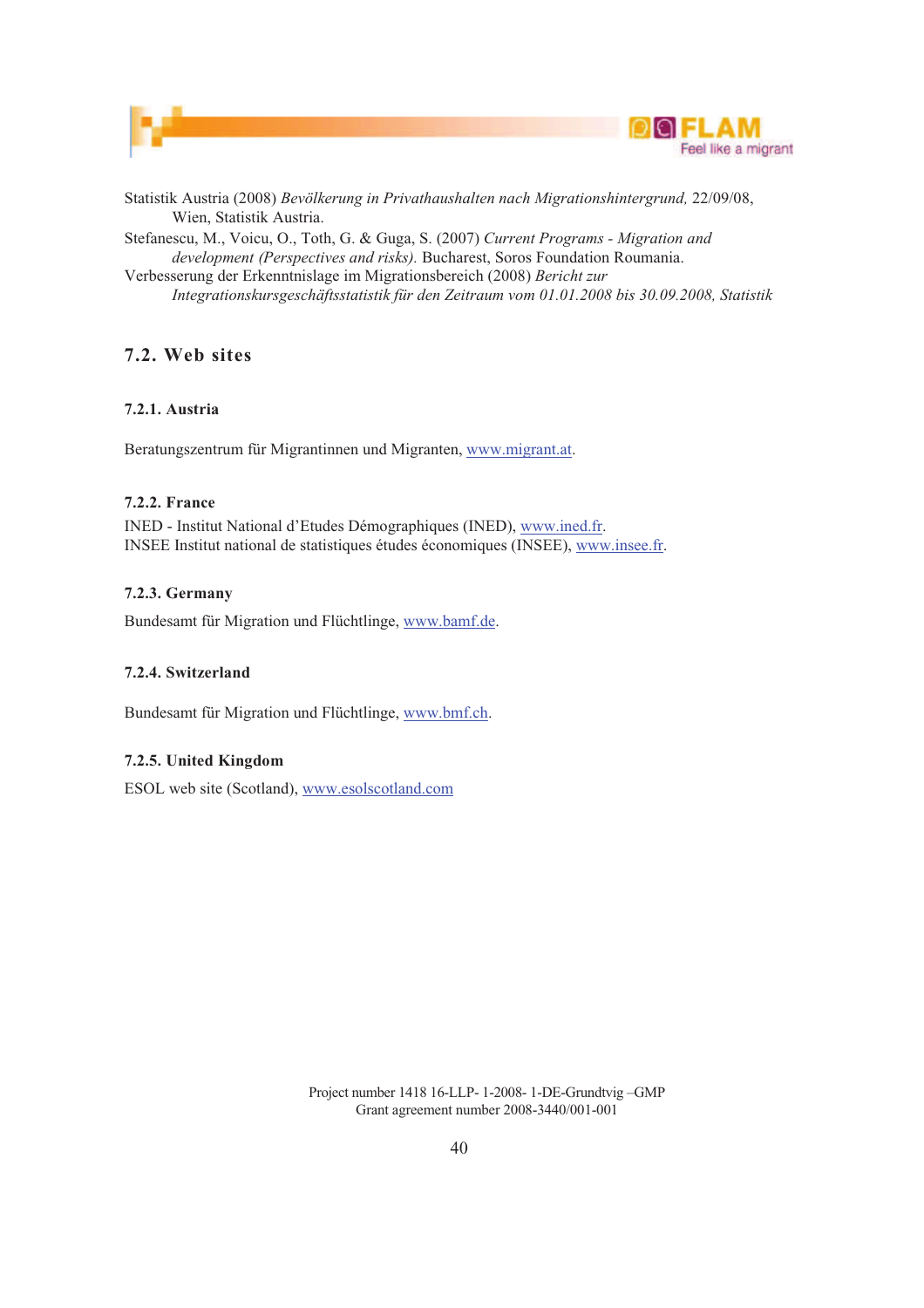Statistik Austria (2008) *Bevölkerung in Privathaushalten nach Migrationshintergrund,* 22/09/08, Wien, Statistik Austria.

Stefanescu, M., Voicu, O., Toth, G. & Guga, S. (2007) *Current Programs - Migration and development (Perspectives and risks).* Bucharest, Soros Foundation Roumania.

Verbesserung der Erkenntnislage im Migrationsbereich (2008) *Bericht zur Integrationskursgeschäftsstatistik für den Zeitraum vom 01.01.2008 bis 30.09.2008, Statistik*

## 7.2. Web sites

### 7.2.1. Austria

Beratungszentrum für Migrantinnen und Migranten, www.migrant.at.

### 7.2.2. France

INED - Institut National d'Etudes Démographiques (INED), www.ined.fr.
INSEE Institut national de statistiques études économiques (INSEE), www.insee.fr.

### 7.2.3. Germany

Bundesamt für Migration und Flüchtlinge, www.bamf.de.

### 7.2.4. Switzerland

Bundesamt für Migration und Flüchtlinge, www.bmf.ch.

### 7.2.5. United Kingdom

ESOL web site (Scotland), www.esolscotland.com

Project number 1418 16-LLP- 1-2008- 1-DE-Grundtvig –GMP
Grant agreement number 2008-3440/001-001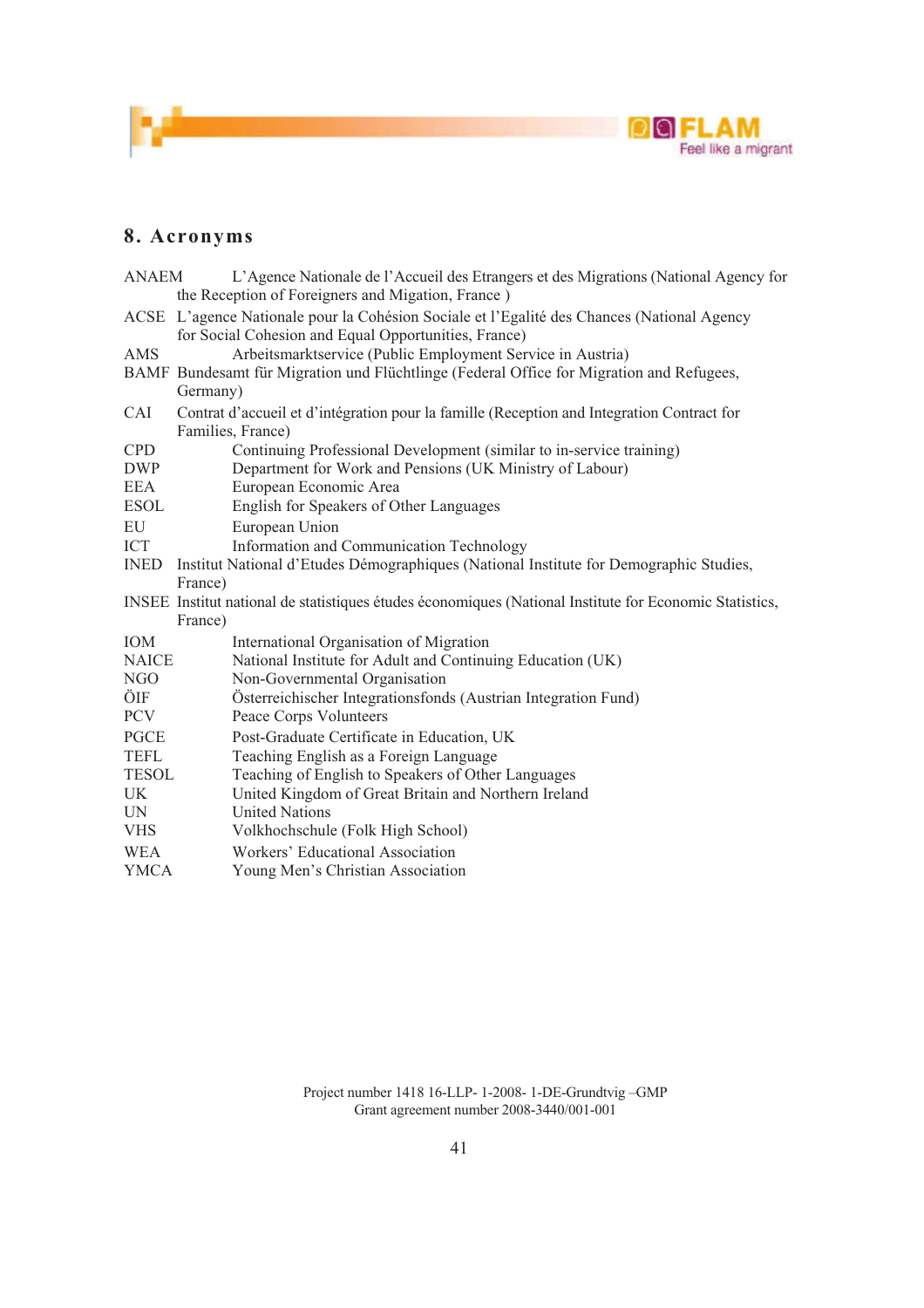## 8. Acronyms

| | |
|---|---|
| ANAEM | L'Agence Nationale de l'Accueil des Etrangers et des Migrations (National Agency for the Reception of Foreigners and Migation, France ) |
| ACSE | L'agence Nationale pour la Cohésion Sociale et l'Egalité des Chances (National Agency for Social Cohesion and Equal Opportunities, France) |
| AMS | Arbeitsmarktservice (Public Employment Service in Austria) |
| BAMF | Bundesamt für Migration und Flüchtlinge (Federal Office for Migration and Refugees, Germany) |
| CAI | Contrat d'accueil et d'intégration pour la famille (Reception and Integration Contract for Families, France) |
| CPD | Continuing Professional Development (similar to in-service training) |
| DWP | Department for Work and Pensions (UK Ministry of Labour) |
| EEA | European Economic Area |
| ESOL | English for Speakers of Other Languages |
| EU | European Union |
| ICT | Information and Communication Technology |
| INED | Institut National d'Etudes Démographiques (National Institute for Demographic Studies, France) |
| INSEE | Institut national de statistiques études économiques (National Institute for Economic Statistics, France) |
| IOM | International Organisation of Migration |
| NAICE | National Institute for Adult and Continuing Education (UK) |
| NGO | Non-Governmental Organisation |
| ÖIF | Österreichischer Integrationsfonds (Austrian Integration Fund) |
| PCV | Peace Corps Volunteers |
| PGCE | Post-Graduate Certificate in Education, UK |
| TEFL | Teaching English as a Foreign Language |
| TESOL | Teaching of English to Speakers of Other Languages |
| UK | United Kingdom of Great Britain and Northern Ireland |
| UN | United Nations |
| VHS | Volkhochschule (Folk High School) |
| WEA | Workers' Educational Association |
| YMCA | Young Men's Christian Association |